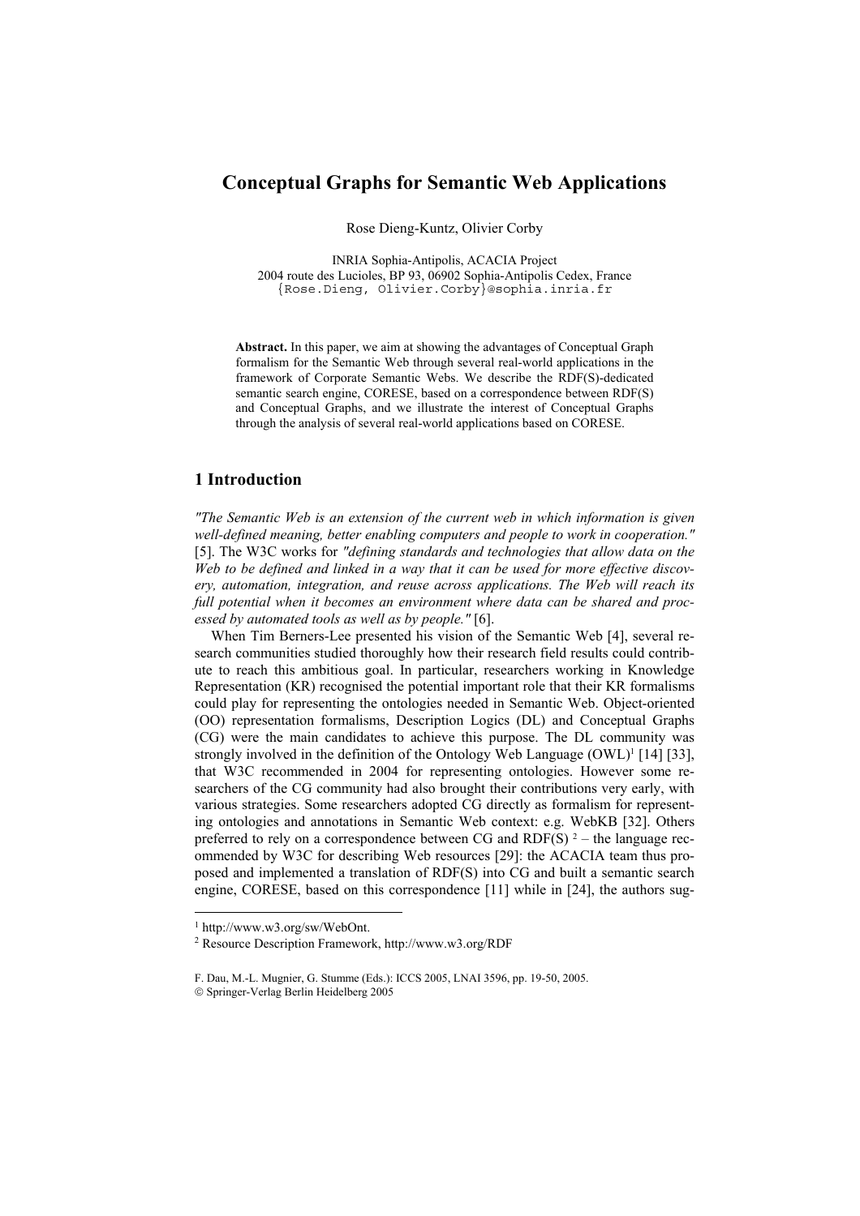# Conceptual Graphs for Semantic Web Applications

Rose Dieng-Kuntz, Olivier Corby

INRIA Sophia-Antipolis, ACACIA Project
2004 route des Lucioles, BP 93, 06902 Sophia-Antipolis Cedex, France
{Rose.Dieng, Olivier.Corby}@sophia.inria.fr

**Abstract.** In this paper, we aim at showing the advantages of Conceptual Graph formalism for the Semantic Web through several real-world applications in the framework of Corporate Semantic Webs. We describe the RDF(S)-dedicated semantic search engine, CORESE, based on a correspondence between RDF(S) and Conceptual Graphs, and we illustrate the interest of Conceptual Graphs through the analysis of several real-world applications based on CORESE.

## 1 Introduction

*"The Semantic Web is an extension of the current web in which information is given well-defined meaning, better enabling computers and people to work in cooperation."* [5]. The W3C works for *"defining standards and technologies that allow data on the Web to be defined and linked in a way that it can be used for more effective discovery, automation, integration, and reuse across applications. The Web will reach its full potential when it becomes an environment where data can be shared and processed by automated tools as well as by people."* [6].

When Tim Berners-Lee presented his vision of the Semantic Web [4], several research communities studied thoroughly how their research field results could contribute to reach this ambitious goal. In particular, researchers working in Knowledge Representation (KR) recognised the potential important role that their KR formalisms could play for representing the ontologies needed in Semantic Web. Object-oriented (OO) representation formalisms, Description Logics (DL) and Conceptual Graphs (CG) were the main candidates to achieve this purpose. The DL community was strongly involved in the definition of the Ontology Web Language (OWL)[1] [14] [33], that W3C recommended in 2004 for representing ontologies. However some researchers of the CG community had also brought their contributions very early, with various strategies. Some researchers adopted CG directly as formalism for representing ontologies and annotations in Semantic Web context: e.g. WebKB [32]. Others preferred to rely on a correspondence between CG and RDF(S) [2] – the language recommended by W3C for describing Web resources [29]: the ACACIA team thus proposed and implemented a translation of RDF(S) into CG and built a semantic search engine, CORESE, based on this correspondence [11] while in [24], the authors sug-

[1] http://www.w3.org/sw/WebOnt.

[2] Resource Description Framework, http://www.w3.org/RDF

F. Dau, M.-L. Mugnier, G. Stumme (Eds.): ICCS 2005, LNAI 3596, pp. 19-50, 2005.
© Springer-Verlag Berlin Heidelberg 2005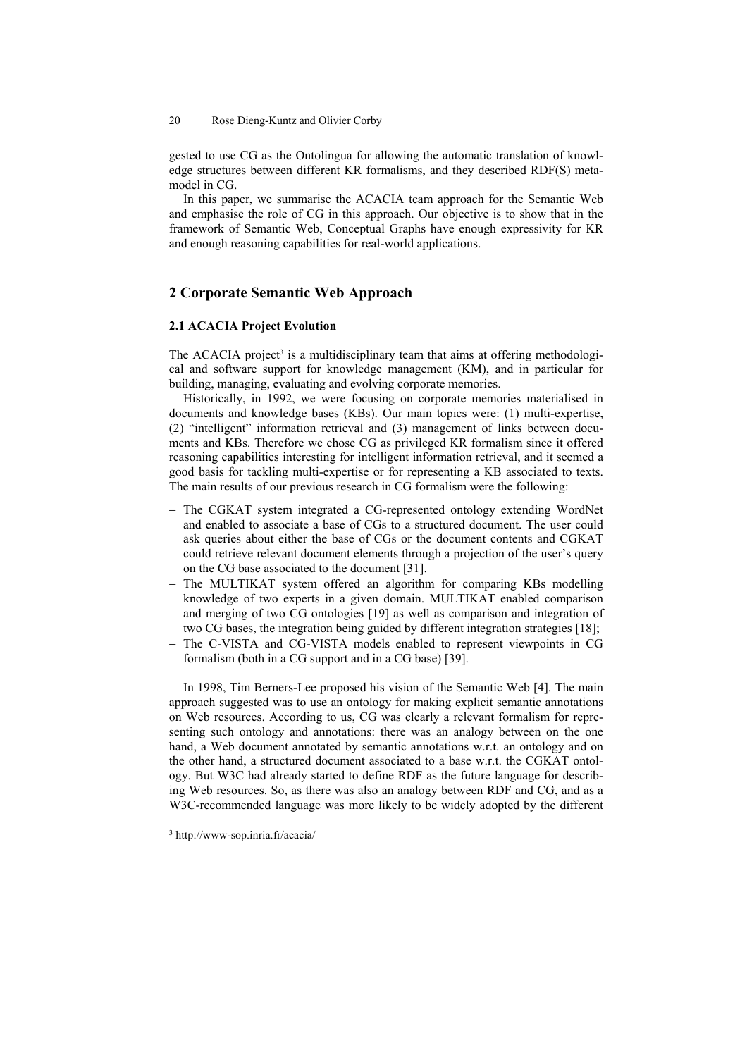gested to use CG as the Ontolingua for allowing the automatic translation of knowledge structures between different KR formalisms, and they described RDF(S) metamodel in CG.

In this paper, we summarise the ACACIA team approach for the Semantic Web and emphasise the role of CG in this approach. Our objective is to show that in the framework of Semantic Web, Conceptual Graphs have enough expressivity for KR and enough reasoning capabilities for real-world applications.

## 2 Corporate Semantic Web Approach

### 2.1 ACACIA Project Evolution

The ACACIA project[3] is a multidisciplinary team that aims at offering methodological and software support for knowledge management (KM), and in particular for building, managing, evaluating and evolving corporate memories.

Historically, in 1992, we were focusing on corporate memories materialised in documents and knowledge bases (KBs). Our main topics were: (1) multi-expertise, (2) "intelligent" information retrieval and (3) management of links between documents and KBs. Therefore we chose CG as privileged KR formalism since it offered reasoning capabilities interesting for intelligent information retrieval, and it seemed a good basis for tackling multi-expertise or for representing a KB associated to texts. The main results of our previous research in CG formalism were the following:

- The CGKAT system integrated a CG-represented ontology extending WordNet and enabled to associate a base of CGs to a structured document. The user could ask queries about either the base of CGs or the document contents and CGKAT could retrieve relevant document elements through a projection of the user's query on the CG base associated to the document [31].
- The MULTIKAT system offered an algorithm for comparing KBs modelling knowledge of two experts in a given domain. MULTIKAT enabled comparison and merging of two CG ontologies [19] as well as comparison and integration of two CG bases, the integration being guided by different integration strategies [18];
- The C-VISTA and CG-VISTA models enabled to represent viewpoints in CG formalism (both in a CG support and in a CG base) [39].

In 1998, Tim Berners-Lee proposed his vision of the Semantic Web [4]. The main approach suggested was to use an ontology for making explicit semantic annotations on Web resources. According to us, CG was clearly a relevant formalism for representing such ontology and annotations: there was an analogy between on the one hand, a Web document annotated by semantic annotations w.r.t. an ontology and on the other hand, a structured document associated to a base w.r.t. the CGKAT ontology. But W3C had already started to define RDF as the future language for describing Web resources. So, as there was also an analogy between RDF and CG, and as a W3C-recommended language was more likely to be widely adopted by the different

[3] http://www-sop.inria.fr/acacia/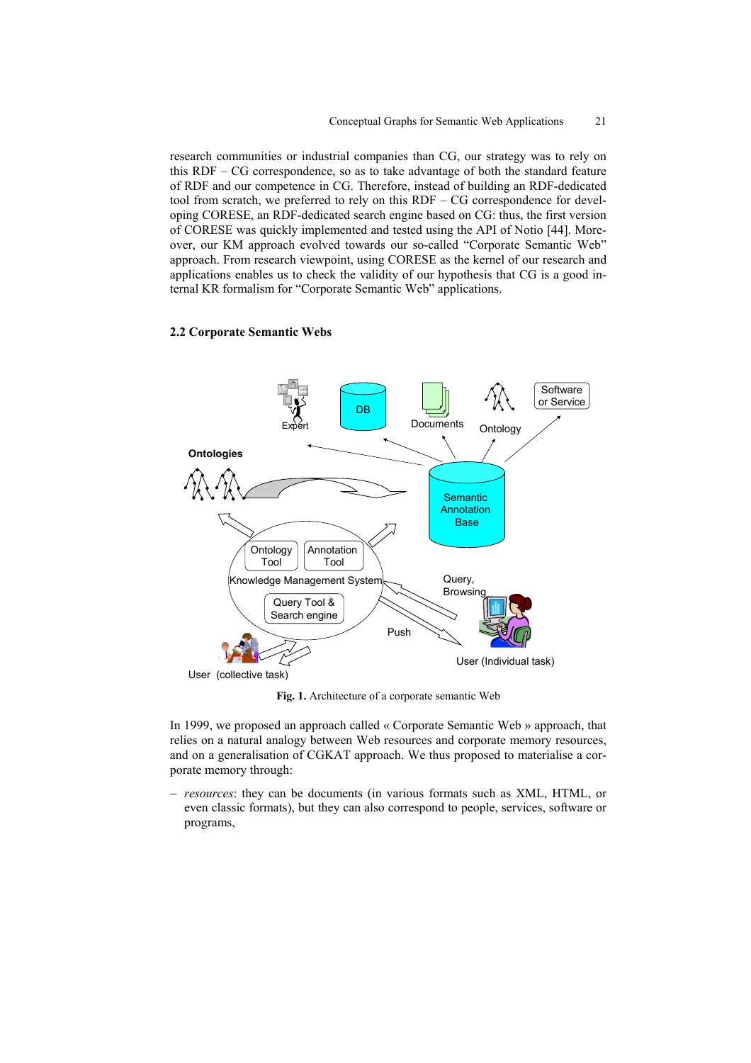research communities or industrial companies than CG, our strategy was to rely on this RDF – CG correspondence, so as to take advantage of both the standard feature of RDF and our competence in CG. Therefore, instead of building an RDF-dedicated tool from scratch, we preferred to rely on this RDF – CG correspondence for developing CORESE, an RDF-dedicated search engine based on CG: thus, the first version of CORESE was quickly implemented and tested using the API of Notio [44]. Moreover, our KM approach evolved towards our so-called "Corporate Semantic Web" approach. From research viewpoint, using CORESE as the kernel of our research and applications enables us to check the validity of our hypothesis that CG is a good internal KR formalism for "Corporate Semantic Web" applications.

### 2.2 Corporate Semantic Webs

**Fig. 1.** Architecture of a corporate semantic Web

In 1999, we proposed an approach called « Corporate Semantic Web » approach, that relies on a natural analogy between Web resources and corporate memory resources, and on a generalisation of CGKAT approach. We thus proposed to materialise a corporate memory through:

- *resources*: they can be documents (in various formats such as XML, HTML, or even classic formats), but they can also correspond to people, services, software or programs,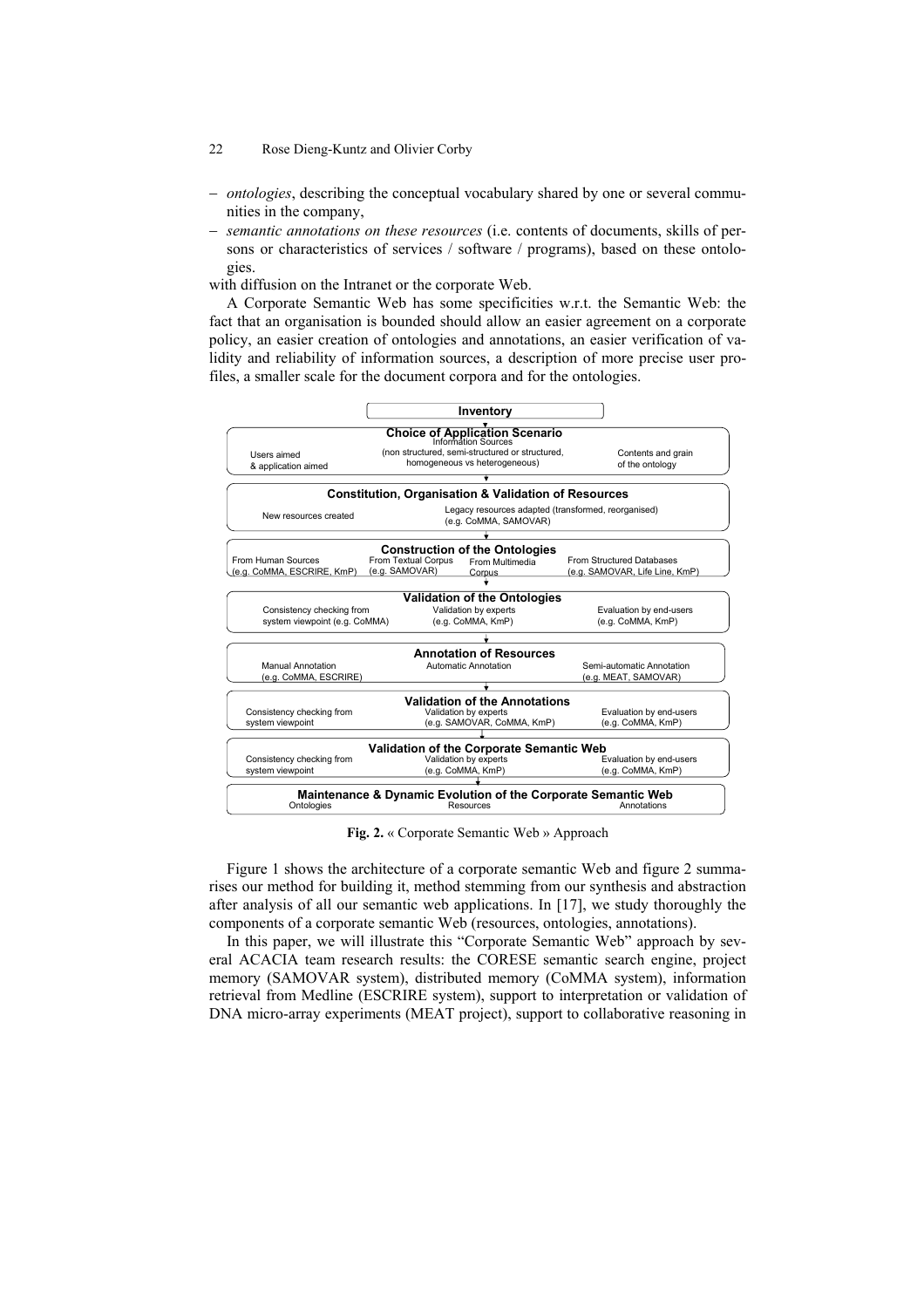- *ontologies*, describing the conceptual vocabulary shared by one or several communities in the company,
- *semantic annotations on these resources* (i.e. contents of documents, skills of persons or characteristics of services / software / programs), based on these ontologies.

with diffusion on the Intranet or the corporate Web.

A Corporate Semantic Web has some specificities w.r.t. the Semantic Web: the fact that an organisation is bounded should allow an easier agreement on a corporate policy, an easier creation of ontologies and annotations, an easier verification of validity and reliability of information sources, a description of more precise user profiles, a smaller scale for the document corpora and for the ontologies.

**Inventory**

**Choice of Application Scenario**
- Users aimed & application aimed
- Information Sources (non structured, semi-structured or structured, homogeneous vs heterogeneous)
- Contents and grain of the ontology

**Constitution, Organisation & Validation of Resources**
- New resources created
- Legacy resources adapted (transformed, reorganised) (e.g. CoMMA, SAMOVAR)

**Construction of the Ontologies**
- From Human Sources (e.g. CoMMA, ESCRIRE, KmP)
- From Textual Corpus (e.g. SAMOVAR)
- From Multimedia Corpus
- From Structured Databases (e.g. SAMOVAR, Life Line, KmP)

**Validation of the Ontologies**
- Consistency checking from system viewpoint (e.g. CoMMA)
- Validation by experts (e.g. CoMMA, KmP)
- Evaluation by end-users (e.g. CoMMA, KmP)

**Annotation of Resources**
- Manual Annotation (e.g. CoMMA, ESCRIRE)
- Automatic Annotation
- Semi-automatic Annotation (e.g. MEAT, SAMOVAR)

**Validation of the Annotations**
- Consistency checking from system viewpoint
- Validation by experts (e.g. SAMOVAR, CoMMA, KmP)
- Evaluation by end-users (e.g. CoMMA, KmP)

**Validation of the Corporate Semantic Web**
- Consistency checking from system viewpoint
- Validation by experts (e.g. CoMMA, KmP)
- Evaluation by end-users (e.g. CoMMA, KmP)

**Maintenance & Dynamic Evolution of the Corporate Semantic Web**
- Ontologies
- Resources
- Annotations

**Fig. 2.** « Corporate Semantic Web » Approach

Figure 1 shows the architecture of a corporate semantic Web and figure 2 summarises our method for building it, method stemming from our synthesis and abstraction after analysis of all our semantic web applications. In [17], we study thoroughly the components of a corporate semantic Web (resources, ontologies, annotations).

In this paper, we will illustrate this "Corporate Semantic Web" approach by several ACACIA team research results: the CORESE semantic search engine, project memory (SAMOVAR system), distributed memory (CoMMA system), information retrieval from Medline (ESCRIRE system), support to interpretation or validation of DNA micro-array experiments (MEAT project), support to collaborative reasoning in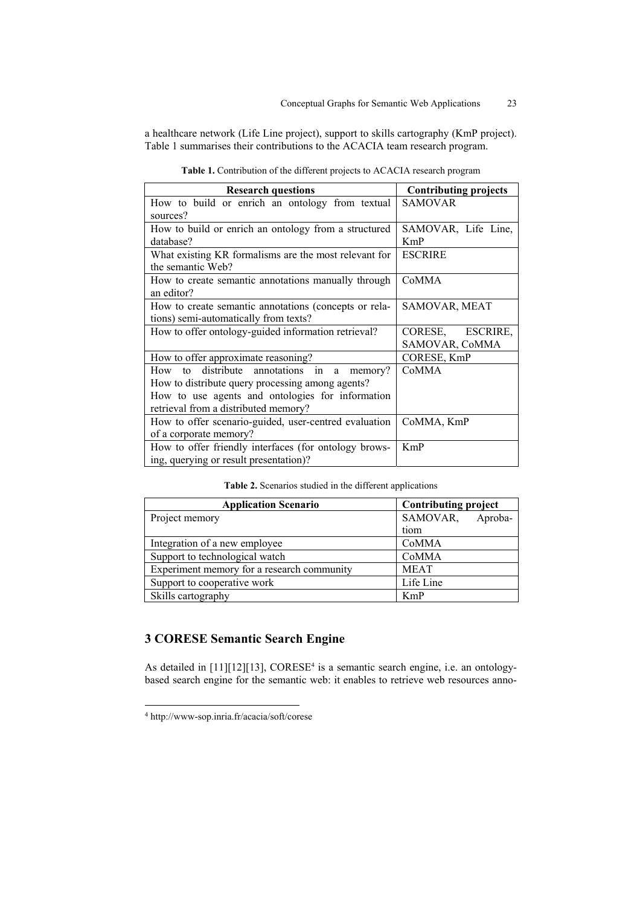a healthcare network (Life Line project), support to skills cartography (KmP project). Table 1 summarises their contributions to the ACACIA team research program.

**Table 1.** Contribution of the different projects to ACACIA research program

| Research questions | Contributing projects |
|---|---|
| How to build or enrich an ontology from textual sources? | SAMOVAR |
| How to build or enrich an ontology from a structured database? | SAMOVAR, Life Line, KmP |
| What existing KR formalisms are the most relevant for the semantic Web? | ESCRIRE |
| How to create semantic annotations manually through an editor? | CoMMA |
| How to create semantic annotations (concepts or relations) semi-automatically from texts? | SAMOVAR, MEAT |
| How to offer ontology-guided information retrieval? | CORESE, ESCRIRE, SAMOVAR, CoMMA |
| How to offer approximate reasoning? | CORESE, KmP |
| How to distribute annotations in a memory? How to distribute query processing among agents? How to use agents and ontologies for information retrieval from a distributed memory? | CoMMA |
| How to offer scenario-guided, user-centred evaluation of a corporate memory? | CoMMA, KmP |
| How to offer friendly interfaces (for ontology browsing, querying or result presentation)? | KmP |

**Table 2.** Scenarios studied in the different applications

| Application Scenario | Contributing project |
|---|---|
| Project memory | SAMOVAR, Aprobatiom |
| Integration of a new employee | CoMMA |
| Support to technological watch | CoMMA |
| Experiment memory for a research community | MEAT |
| Support to cooperative work | Life Line |
| Skills cartography | KmP |

## 3 CORESE Semantic Search Engine

As detailed in [11][12][13], CORESE[4] is a semantic search engine, i.e. an ontology-based search engine for the semantic web: it enables to retrieve web resources anno-

[4] http://www-sop.inria.fr/acacia/soft/corese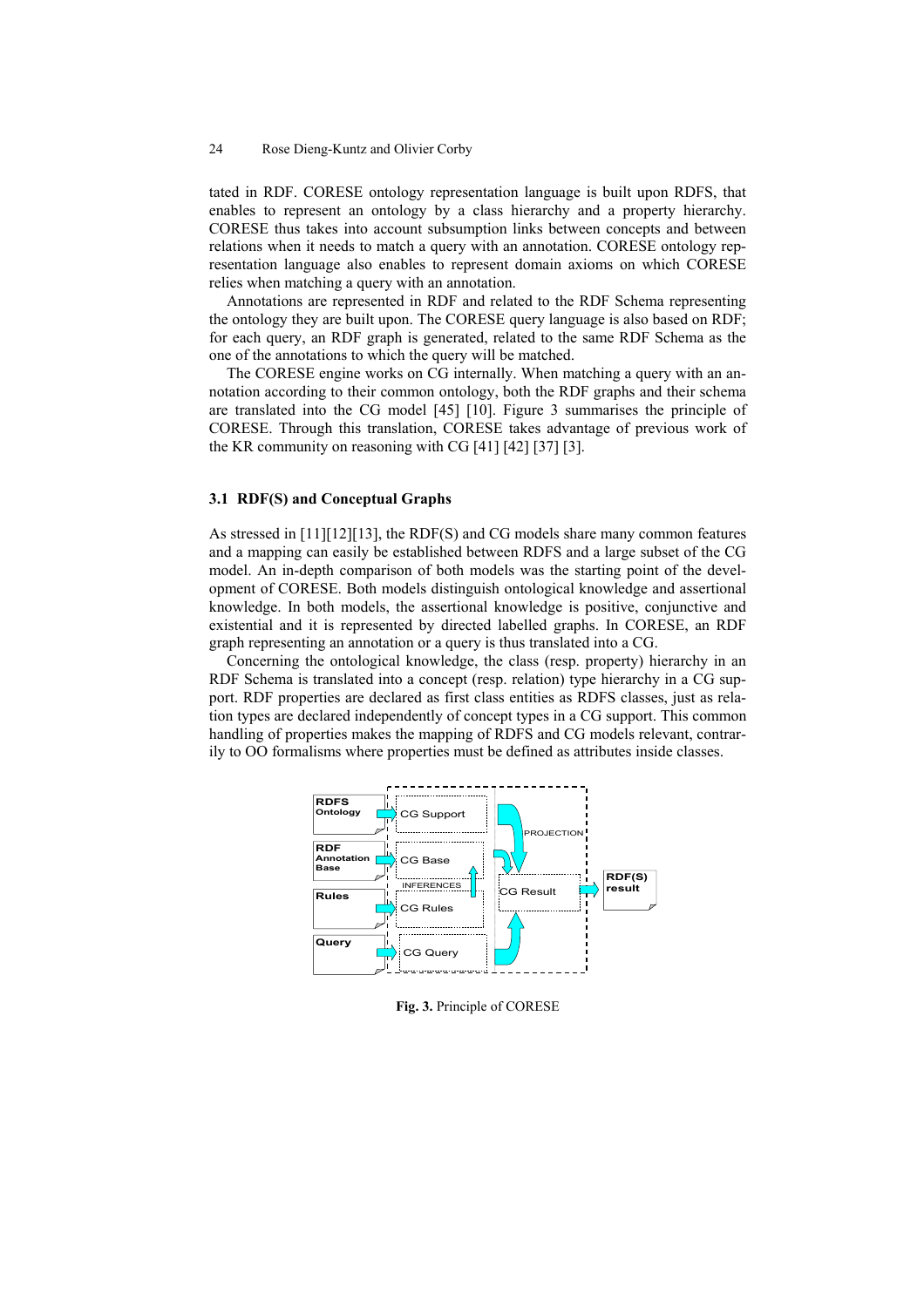tated in RDF. CORESE ontology representation language is built upon RDFS, that enables to represent an ontology by a class hierarchy and a property hierarchy. CORESE thus takes into account subsumption links between concepts and between relations when it needs to match a query with an annotation. CORESE ontology representation language also enables to represent domain axioms on which CORESE relies when matching a query with an annotation.

Annotations are represented in RDF and related to the RDF Schema representing the ontology they are built upon. The CORESE query language is also based on RDF; for each query, an RDF graph is generated, related to the same RDF Schema as the one of the annotations to which the query will be matched.

The CORESE engine works on CG internally. When matching a query with an annotation according to their common ontology, both the RDF graphs and their schema are translated into the CG model [45] [10]. Figure 3 summarises the principle of CORESE. Through this translation, CORESE takes advantage of previous work of the KR community on reasoning with CG [41] [42] [37] [3].

### 3.1 RDF(S) and Conceptual Graphs

As stressed in [11][12][13], the RDF(S) and CG models share many common features and a mapping can easily be established between RDFS and a large subset of the CG model. An in-depth comparison of both models was the starting point of the development of CORESE. Both models distinguish ontological knowledge and assertional knowledge. In both models, the assertional knowledge is positive, conjunctive and existential and it is represented by directed labelled graphs. In CORESE, an RDF graph representing an annotation or a query is thus translated into a CG.

Concerning the ontological knowledge, the class (resp. property) hierarchy in an RDF Schema is translated into a concept (resp. relation) type hierarchy in a CG support. RDF properties are declared as first class entities as RDFS classes, just as relation types are declared independently of concept types in a CG support. This common handling of properties makes the mapping of RDFS and CG models relevant, contrarily to OO formalisms where properties must be defined as attributes inside classes.

RDFS Ontology
RDF Annotation Base
Rules
Query
CG Support
CG Base
INFERENCES
CG Rules
CG Query
PROJECTION
CG Result
RDF(S) result

**Fig. 3.** Principle of CORESE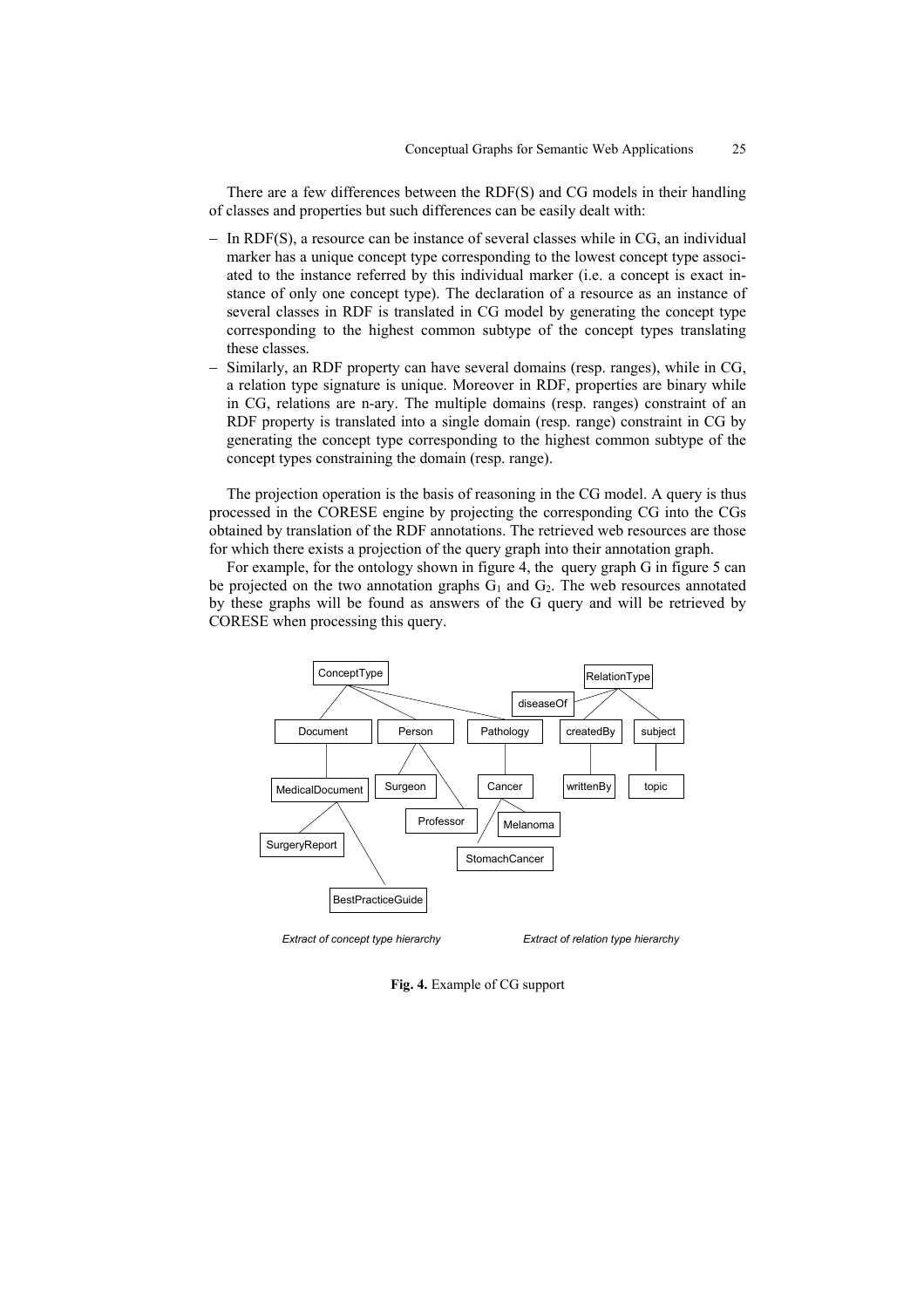There are a few differences between the RDF(S) and CG models in their handling of classes and properties but such differences can be easily dealt with:

- In RDF(S), a resource can be instance of several classes while in CG, an individual marker has a unique concept type corresponding to the lowest concept type associated to the instance referred by this individual marker (i.e. a concept is exact instance of only one concept type). The declaration of a resource as an instance of several classes in RDF is translated in CG model by generating the concept type corresponding to the highest common subtype of the concept types translating these classes.
- Similarly, an RDF property can have several domains (resp. ranges), while in CG, a relation type signature is unique. Moreover in RDF, properties are binary while in CG, relations are n-ary. The multiple domains (resp. ranges) constraint of an RDF property is translated into a single domain (resp. range) constraint in CG by generating the concept type corresponding to the highest common subtype of the concept types constraining the domain (resp. range).

The projection operation is the basis of reasoning in the CG model. A query is thus processed in the CORESE engine by projecting the corresponding CG into the CGs obtained by translation of the RDF annotations. The retrieved web resources are those for which there exists a projection of the query graph into their annotation graph.

For example, for the ontology shown in figure 4, the query graph G in figure 5 can be projected on the two annotation graphs $G_1$ and $G_2$. The web resources annotated by these graphs will be found as answers of the G query and will be retrieved by CORESE when processing this query.

ConceptType
Document
Person
Pathology
MedicalDocument
Surgeon
Professor
Cancer
Melanoma
StomachCancer
SurgeryReport
BestPracticeGuide

RelationType
diseaseOf
createdBy
subject
writtenBy
topic

*Extract of concept type hierarchy*

*Extract of relation type hierarchy*

**Fig. 4.** Example of CG support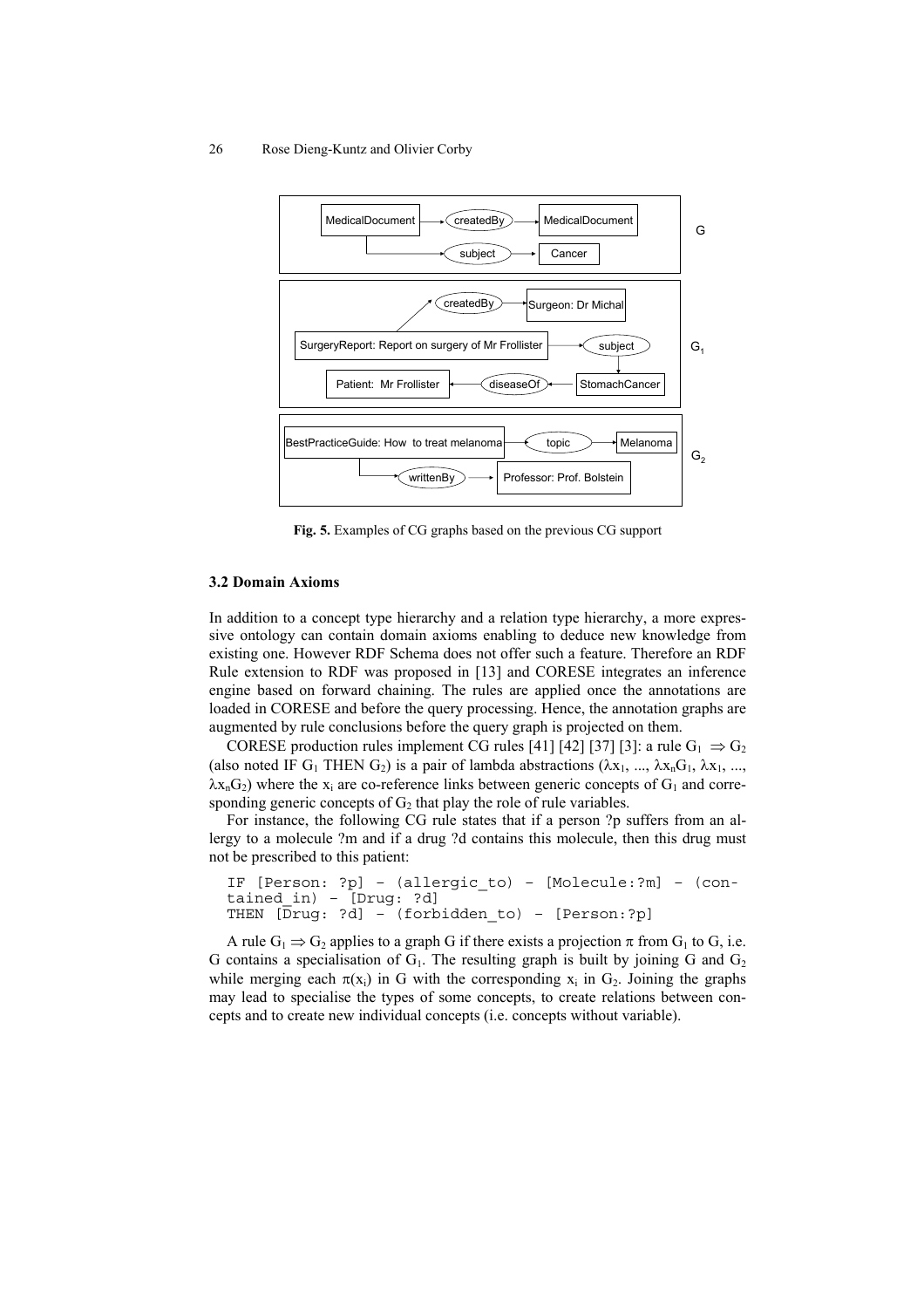Fig. 5. Examples of CG graphs based on the previous CG support

### 3.2 Domain Axioms

In addition to a concept type hierarchy and a relation type hierarchy, a more expressive ontology can contain domain axioms enabling to deduce new knowledge from existing one. However RDF Schema does not offer such a feature. Therefore an RDF Rule extension to RDF was proposed in [13] and CORESE integrates an inference engine based on forward chaining. The rules are applied once the annotations are loaded in CORESE and before the query processing. Hence, the annotation graphs are augmented by rule conclusions before the query graph is projected on them.

CORESE production rules implement CG rules [41] [42] [37] [3]: a rule $G_1 \Rightarrow G_2$ (also noted IF $G_1$ THEN $G_2$) is a pair of lambda abstractions ($\lambda x_1, ..., \lambda x_n G_1, \lambda x_1, ..., \lambda x_n G_2$) where the $x_i$ are co-reference links between generic concepts of $G_1$ and corresponding generic concepts of $G_2$ that play the role of rule variables.

For instance, the following CG rule states that if a person ?p suffers from an allergy to a molecule ?m and if a drug ?d contains this molecule, then this drug must not be prescribed to this patient:

```
IF [Person: ?p] – (allergic_to) – [Molecule:?m] – (con-
tained_in) – [Drug: ?d]
THEN [Drug: ?d] – (forbidden_to) – [Person:?p]
```

A rule $G_1 \Rightarrow G_2$ applies to a graph G if there exists a projection $\pi$ from $G_1$ to G, i.e. G contains a specialisation of $G_1$. The resulting graph is built by joining G and $G_2$ while merging each $\pi(x_i)$ in G with the corresponding $x_i$ in $G_2$. Joining the graphs may lead to specialise the types of some concepts, to create relations between concepts and to create new individual concepts (i.e. concepts without variable).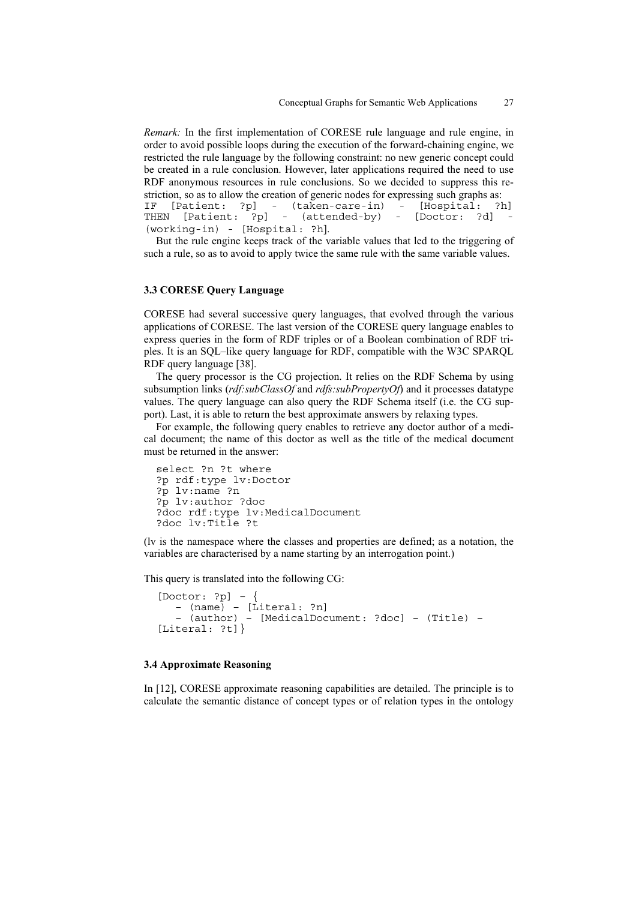*Remark:* In the first implementation of CORESE rule language and rule engine, in order to avoid possible loops during the execution of the forward-chaining engine, we restricted the rule language by the following constraint: no new generic concept could be created in a rule conclusion. However, later applications required the need to use RDF anonymous resources in rule conclusions. So we decided to suppress this restriction, so as to allow the creation of generic nodes for expressing such graphs as:

```
IF   [Patient: ?p] - (taken-care-in) - [Hospital: ?h]
THEN [Patient: ?p] - (attended-by) - [Doctor: ?d] -
(working-in) - [Hospital: ?h].
```

But the rule engine keeps track of the variable values that led to the triggering of such a rule, so as to avoid to apply twice the same rule with the same variable values.

### 3.3 CORESE Query Language

CORESE had several successive query languages, that evolved through the various applications of CORESE. The last version of the CORESE query language enables to express queries in the form of RDF triples or of a Boolean combination of RDF triples. It is an SQL–like query language for RDF, compatible with the W3C SPARQL RDF query language [38].

The query processor is the CG projection. It relies on the RDF Schema by using subsumption links (*rdf:subClassOf* and *rdfs:subPropertyOf*) and it processes datatype values. The query language can also query the RDF Schema itself (i.e. the CG support). Last, it is able to return the best approximate answers by relaxing types.

For example, the following query enables to retrieve any doctor author of a medical document; the name of this doctor as well as the title of the medical document must be returned in the answer:

```
select ?n ?t where
?p rdf:type lv:Doctor
?p lv:name ?n
?p lv:author ?doc
?doc rdf:type lv:MedicalDocument
?doc lv:Title ?t
```

(lv is the namespace where the classes and properties are defined; as a notation, the variables are characterised by a name starting by an interrogation point.)

This query is translated into the following CG:

```
[Doctor: ?p] – {
   – (name) – [Literal: ?n]
   – (author) – [MedicalDocument: ?doc] – (Title) –
[Literal: ?t]}
```

### 3.4 Approximate Reasoning

In [12], CORESE approximate reasoning capabilities are detailed. The principle is to calculate the semantic distance of concept types or of relation types in the ontology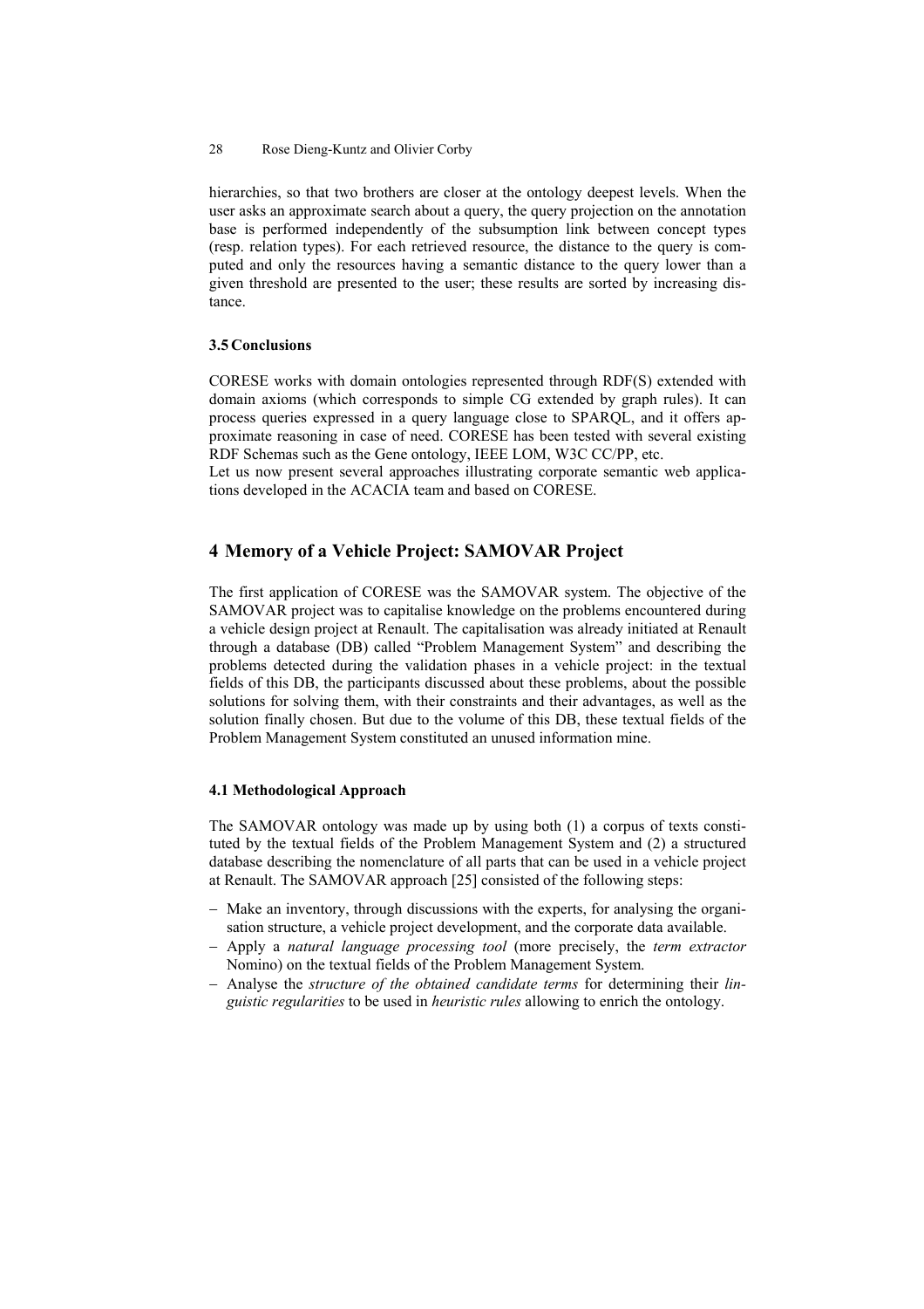hierarchies, so that two brothers are closer at the ontology deepest levels. When the user asks an approximate search about a query, the query projection on the annotation base is performed independently of the subsumption link between concept types (resp. relation types). For each retrieved resource, the distance to the query is computed and only the resources having a semantic distance to the query lower than a given threshold are presented to the user; these results are sorted by increasing distance.

### 3.5 Conclusions

CORESE works with domain ontologies represented through RDF(S) extended with domain axioms (which corresponds to simple CG extended by graph rules). It can process queries expressed in a query language close to SPARQL, and it offers approximate reasoning in case of need. CORESE has been tested with several existing RDF Schemas such as the Gene ontology, IEEE LOM, W3C CC/PP, etc.
Let us now present several approaches illustrating corporate semantic web applications developed in the ACACIA team and based on CORESE.

## 4 Memory of a Vehicle Project: SAMOVAR Project

The first application of CORESE was the SAMOVAR system. The objective of the SAMOVAR project was to capitalise knowledge on the problems encountered during a vehicle design project at Renault. The capitalisation was already initiated at Renault through a database (DB) called "Problem Management System" and describing the problems detected during the validation phases in a vehicle project: in the textual fields of this DB, the participants discussed about these problems, about the possible solutions for solving them, with their constraints and their advantages, as well as the solution finally chosen. But due to the volume of this DB, these textual fields of the Problem Management System constituted an unused information mine.

### 4.1 Methodological Approach

The SAMOVAR ontology was made up by using both (1) a corpus of texts constituted by the textual fields of the Problem Management System and (2) a structured database describing the nomenclature of all parts that can be used in a vehicle project at Renault. The SAMOVAR approach [25] consisted of the following steps:

- Make an inventory, through discussions with the experts, for analysing the organisation structure, a vehicle project development, and the corporate data available.
- Apply a *natural language processing tool* (more precisely, the *term extractor* Nomino) on the textual fields of the Problem Management System.
- Analyse the *structure of the obtained candidate terms* for determining their *linguistic regularities* to be used in *heuristic rules* allowing to enrich the ontology.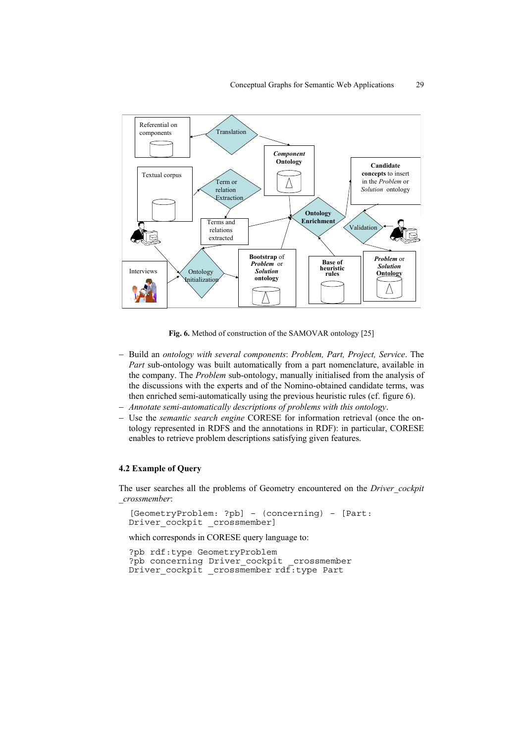Fig. 6. Method of construction of the SAMOVAR ontology [25]

- Build an *ontology with several components*: *Problem, Part, Project, Service*. The *Part* sub-ontology was built automatically from a part nomenclature, available in the company. The *Problem* sub-ontology, manually initialised from the analysis of the discussions with the experts and of the Nomino-obtained candidate terms, was then enriched semi-automatically using the previous heuristic rules (cf. figure 6).
- *Annotate semi-automatically descriptions of problems with this ontology*.
- Use the *semantic search engine* CORESE for information retrieval (once the ontology represented in RDFS and the annotations in RDF): in particular, CORESE enables to retrieve problem descriptions satisfying given features.

### 4.2 Example of Query

The user searches all the problems of Geometry encountered on the *Driver_cockpit _crossmember*:

```
[GeometryProblem: ?pb] – (concerning) – [Part:
Driver_cockpit _crossmember]
```

which corresponds in CORESE query language to:

```
?pb rdf:type GeometryProblem
?pb concerning Driver_cockpit _crossmember
Driver_cockpit _crossmember rdf:type Part
```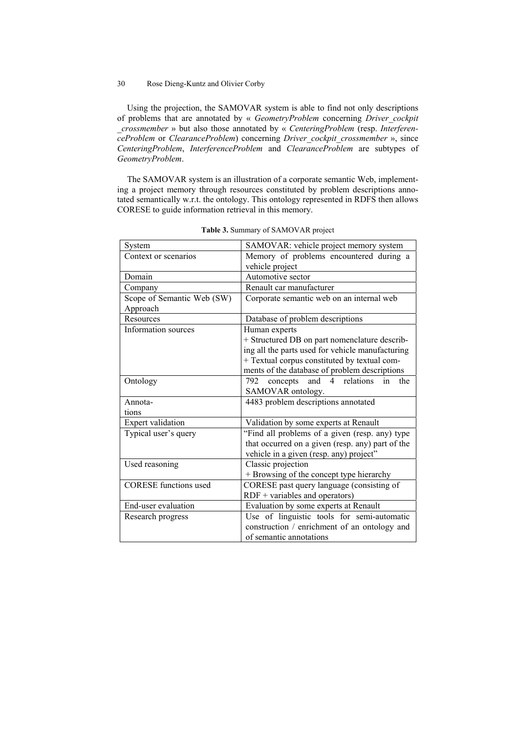Using the projection, the SAMOVAR system is able to find not only descriptions of problems that are annotated by « *GeometryProblem* concerning *Driver_cockpit_crossmember* » but also those annotated by « *CenteringProblem* (resp. *InterferenceProblem* or *ClearanceProblem*) concerning *Driver_cockpit_crossmember* », since *CenteringProblem*, *InterferenceProblem* and *ClearanceProblem* are subtypes of *GeometryProblem*.

The SAMOVAR system is an illustration of a corporate semantic Web, implementing a project memory through resources constituted by problem descriptions annotated semantically w.r.t. the ontology. This ontology represented in RDFS then allows CORESE to guide information retrieval in this memory.

**Table 3.** Summary of SAMOVAR project

| System | SAMOVAR: vehicle project memory system |
|---|---|
| Context or scenarios | Memory of problems encountered during a vehicle project |
| Domain | Automotive sector |
| Company | Renault car manufacturer |
| Scope of Semantic Web (SW) Approach | Corporate semantic web on an internal web |
| Resources | Database of problem descriptions |
| Information sources | Human experts<br>+ Structured DB on part nomenclature describing all the parts used for vehicle manufacturing<br>+ Textual corpus constituted by textual comments of the database of problem descriptions |
| Ontology | 792 concepts and 4 relations in the SAMOVAR ontology. |
| Annotations | 4483 problem descriptions annotated |
| Expert validation | Validation by some experts at Renault |
| Typical user's query | "Find all problems of a given (resp. any) type that occurred on a given (resp. any) part of the vehicle in a given (resp. any) project" |
| Used reasoning | Classic projection<br>+ Browsing of the concept type hierarchy |
| CORESE functions used | CORESE past query language (consisting of RDF + variables and operators) |
| End-user evaluation | Evaluation by some experts at Renault |
| Research progress | Use of linguistic tools for semi-automatic construction / enrichment of an ontology and of semantic annotations |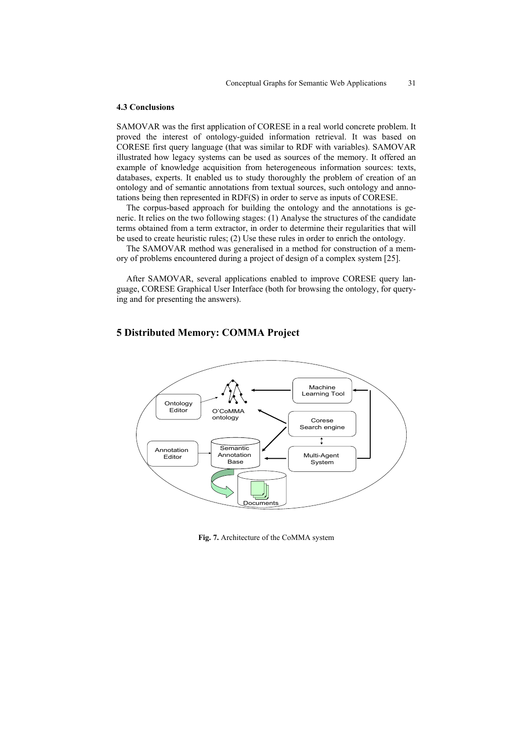### 4.3 Conclusions

SAMOVAR was the first application of CORESE in a real world concrete problem. It proved the interest of ontology-guided information retrieval. It was based on CORESE first query language (that was similar to RDF with variables). SAMOVAR illustrated how legacy systems can be used as sources of the memory. It offered an example of knowledge acquisition from heterogeneous information sources: texts, databases, experts. It enabled us to study thoroughly the problem of creation of an ontology and of semantic annotations from textual sources, such ontology and annotations being then represented in RDF(S) in order to serve as inputs of CORESE.

The corpus-based approach for building the ontology and the annotations is generic. It relies on the two following stages: (1) Analyse the structures of the candidate terms obtained from a term extractor, in order to determine their regularities that will be used to create heuristic rules; (2) Use these rules in order to enrich the ontology.

The SAMOVAR method was generalised in a method for construction of a memory of problems encountered during a project of design of a complex system [25].

After SAMOVAR, several applications enabled to improve CORESE query language, CORESE Graphical User Interface (both for browsing the ontology, for querying and for presenting the answers).

## 5 Distributed Memory: COMMA Project

**Fig. 7.** Architecture of the CoMMA system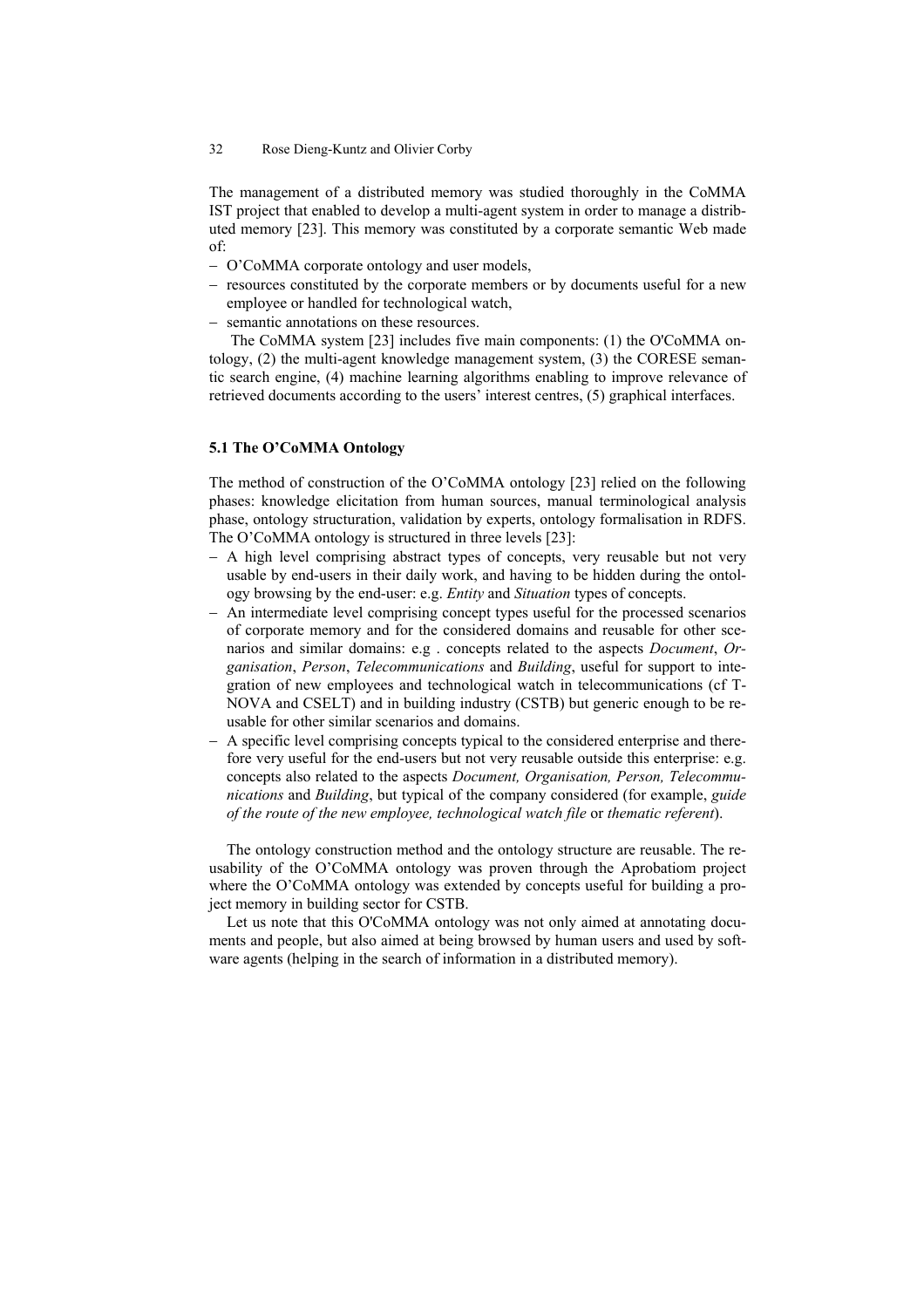The management of a distributed memory was studied thoroughly in the CoMMA IST project that enabled to develop a multi-agent system in order to manage a distributed memory [23]. This memory was constituted by a corporate semantic Web made of:

- O'CoMMA corporate ontology and user models,
- resources constituted by the corporate members or by documents useful for a new employee or handled for technological watch,
- semantic annotations on these resources.

The CoMMA system [23] includes five main components: (1) the O'CoMMA ontology, (2) the multi-agent knowledge management system, (3) the CORESE semantic search engine, (4) machine learning algorithms enabling to improve relevance of retrieved documents according to the users' interest centres, (5) graphical interfaces.

### 5.1 The O'CoMMA Ontology

The method of construction of the O'CoMMA ontology [23] relied on the following phases: knowledge elicitation from human sources, manual terminological analysis phase, ontology structuration, validation by experts, ontology formalisation in RDFS. The O'CoMMA ontology is structured in three levels [23]:

- A high level comprising abstract types of concepts, very reusable but not very usable by end-users in their daily work, and having to be hidden during the ontology browsing by the end-user: e.g. *Entity* and *Situation* types of concepts.
- An intermediate level comprising concept types useful for the processed scenarios of corporate memory and for the considered domains and reusable for other scenarios and similar domains: e.g . concepts related to the aspects *Document*, *Organisation*, *Person*, *Telecommunications* and *Building*, useful for support to integration of new employees and technological watch in telecommunications (cf T-NOVA and CSELT) and in building industry (CSTB) but generic enough to be reusable for other similar scenarios and domains.
- A specific level comprising concepts typical to the considered enterprise and therefore very useful for the end-users but not very reusable outside this enterprise: e.g. concepts also related to the aspects *Document, Organisation, Person, Telecommunications* and *Building*, but typical of the company considered (for example, *guide of the route of the new employee, technological watch file* or *thematic referent*).

The ontology construction method and the ontology structure are reusable. The reusability of the O'CoMMA ontology was proven through the Aprobatiom project where the O'CoMMA ontology was extended by concepts useful for building a project memory in building sector for CSTB.

Let us note that this O'CoMMA ontology was not only aimed at annotating documents and people, but also aimed at being browsed by human users and used by software agents (helping in the search of information in a distributed memory).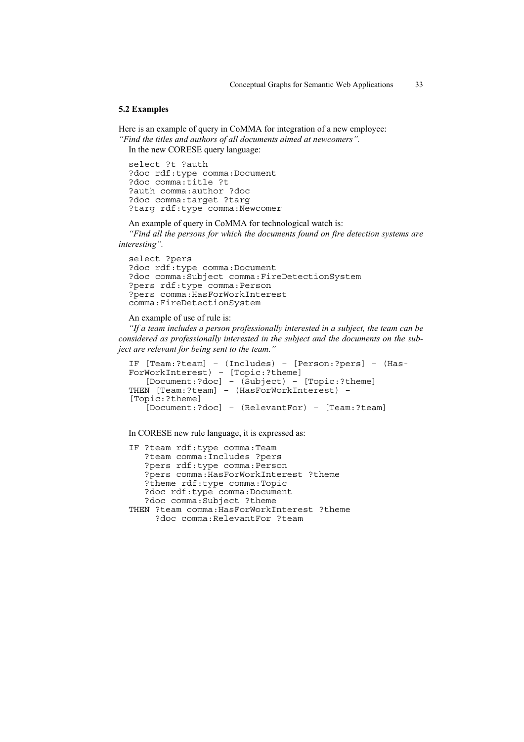### 5.2 Examples

Here is an example of query in CoMMA for integration of a new employee:
*"Find the titles and authors of all documents aimed at newcomers".*

In the new CORESE query language:

```
select ?t ?auth
?doc rdf:type comma:Document
?doc comma:title ?t
?auth comma:author ?doc
?doc comma:target ?targ
?targ rdf:type comma:Newcomer
```

An example of query in CoMMA for technological watch is:

*"Find all the persons for which the documents found on fire detection systems are interesting".*

```
select ?pers
?doc rdf:type comma:Document
?doc comma:Subject comma:FireDetectionSystem
?pers rdf:type comma:Person
?pers comma:HasForWorkInterest
comma:FireDetectionSystem
```

An example of use of rule is:

*"If a team includes a person professionally interested in a subject, the team can be considered as professionally interested in the subject and the documents on the subject are relevant for being sent to the team."*

```
IF [Team:?team] – (Includes) – [Person:?pers] – (Has-
ForWorkInterest) – [Topic:?theme]
   [Document:?doc] – (Subject) – [Topic:?theme]
THEN [Team:?team] – (HasForWorkInterest) –
[Topic:?theme]
   [Document:?doc] – (RelevantFor) – [Team:?team]
```

In CORESE new rule language, it is expressed as:

```
IF ?team rdf:type comma:Team
   ?team comma:Includes ?pers
   ?pers rdf:type comma:Person
   ?pers comma:HasForWorkInterest ?theme
   ?theme rdf:type comma:Topic
   ?doc rdf:type comma:Document
   ?doc comma:Subject ?theme
THEN ?team comma:HasForWorkInterest ?theme
     ?doc comma:RelevantFor ?team
```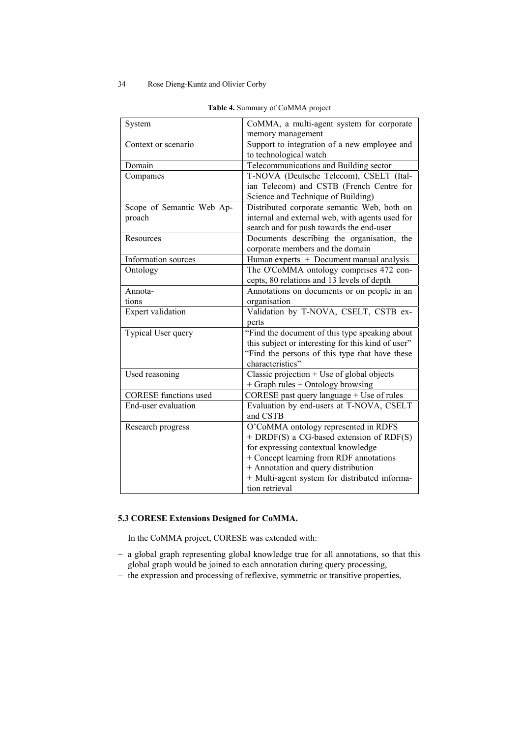**Table 4.** Summary of CoMMA project

| | |
|---|---|
| System | CoMMA, a multi-agent system for corporate memory management |
| Context or scenario | Support to integration of a new employee and to technological watch |
| Domain | Telecommunications and Building sector |
| Companies | T-NOVA (Deutsche Telecom), CSELT (Italian Telecom) and CSTB (French Centre for Science and Technique of Building) |
| Scope of Semantic Web Approach | Distributed corporate semantic Web, both on internal and external web, with agents used for search and for push towards the end-user |
| Resources | Documents describing the organisation, the corporate members and the domain |
| Information sources | Human experts + Document manual analysis |
| Ontology | The O'CoMMA ontology comprises 472 concepts, 80 relations and 13 levels of depth |
| Annotations | Annotations on documents or on people in an organisation |
| Expert validation | Validation by T-NOVA, CSELT, CSTB experts |
| Typical User query | "Find the document of this type speaking about this subject or interesting for this kind of user" "Find the persons of this type that have these characteristics" |
| Used reasoning | Classic projection + Use of global objects + Graph rules + Ontology browsing |
| CORESE functions used | CORESE past query language + Use of rules |
| End-user evaluation | Evaluation by end-users at T-NOVA, CSELT and CSTB |
| Research progress | O'CoMMA ontology represented in RDFS + DRDF(S) a CG-based extension of RDF(S) for expressing contextual knowledge + Concept learning from RDF annotations + Annotation and query distribution + Multi-agent system for distributed information retrieval |

### 5.3 CORESE Extensions Designed for CoMMA.

In the CoMMA project, CORESE was extended with:

- a global graph representing global knowledge true for all annotations, so that this global graph would be joined to each annotation during query processing,
- the expression and processing of reflexive, symmetric or transitive properties,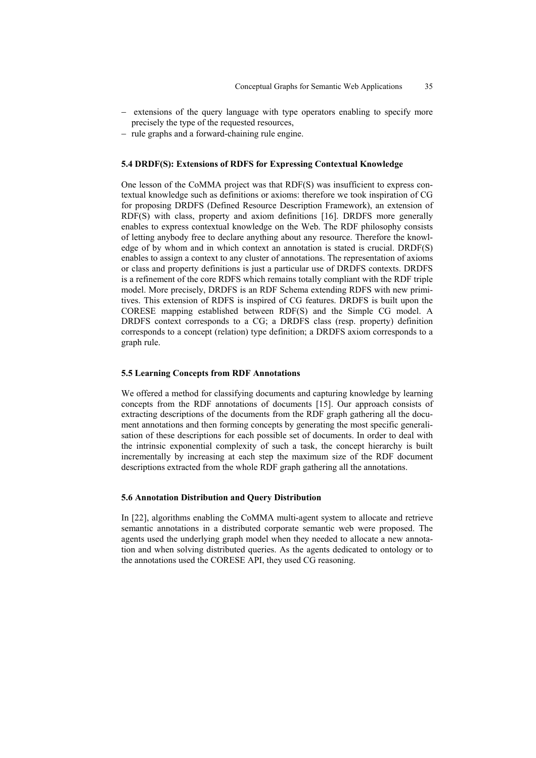- extensions of the query language with type operators enabling to specify more precisely the type of the requested resources,
- rule graphs and a forward-chaining rule engine.

### 5.4 DRDF(S): Extensions of RDFS for Expressing Contextual Knowledge

One lesson of the CoMMA project was that RDF(S) was insufficient to express contextual knowledge such as definitions or axioms: therefore we took inspiration of CG for proposing DRDFS (Defined Resource Description Framework), an extension of RDF(S) with class, property and axiom definitions [16]. DRDFS more generally enables to express contextual knowledge on the Web. The RDF philosophy consists of letting anybody free to declare anything about any resource. Therefore the knowledge of by whom and in which context an annotation is stated is crucial. DRDF(S) enables to assign a context to any cluster of annotations. The representation of axioms or class and property definitions is just a particular use of DRDFS contexts. DRDFS is a refinement of the core RDFS which remains totally compliant with the RDF triple model. More precisely, DRDFS is an RDF Schema extending RDFS with new primitives. This extension of RDFS is inspired of CG features. DRDFS is built upon the CORESE mapping established between RDF(S) and the Simple CG model. A DRDFS context corresponds to a CG; a DRDFS class (resp. property) definition corresponds to a concept (relation) type definition; a DRDFS axiom corresponds to a graph rule.

### 5.5 Learning Concepts from RDF Annotations

We offered a method for classifying documents and capturing knowledge by learning concepts from the RDF annotations of documents [15]. Our approach consists of extracting descriptions of the documents from the RDF graph gathering all the document annotations and then forming concepts by generating the most specific generalisation of these descriptions for each possible set of documents. In order to deal with the intrinsic exponential complexity of such a task, the concept hierarchy is built incrementally by increasing at each step the maximum size of the RDF document descriptions extracted from the whole RDF graph gathering all the annotations.

### 5.6 Annotation Distribution and Query Distribution

In [22], algorithms enabling the CoMMA multi-agent system to allocate and retrieve semantic annotations in a distributed corporate semantic web were proposed. The agents used the underlying graph model when they needed to allocate a new annotation and when solving distributed queries. As the agents dedicated to ontology or to the annotations used the CORESE API, they used CG reasoning.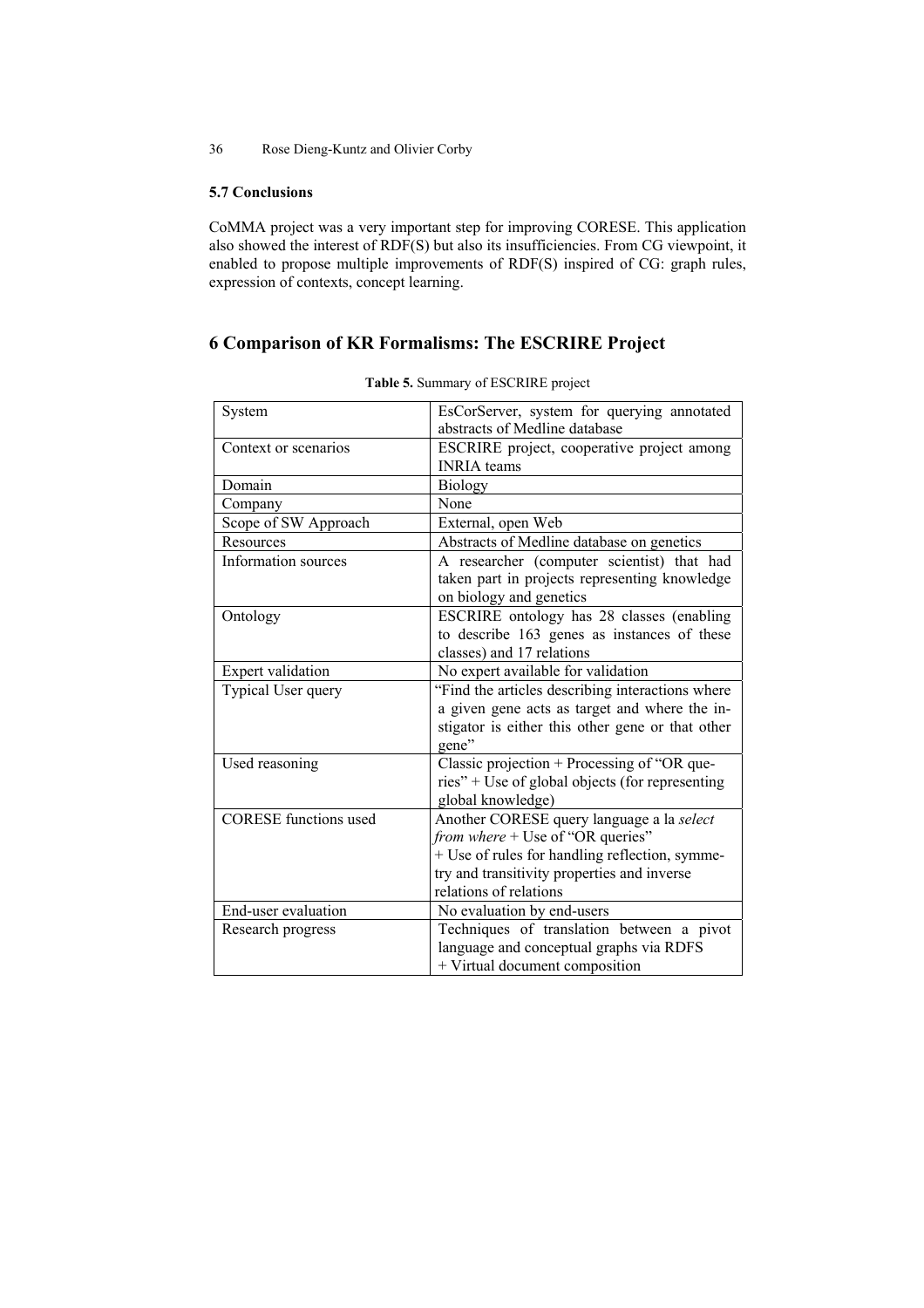### 5.7 Conclusions

CoMMA project was a very important step for improving CORESE. This application also showed the interest of RDF(S) but also its insufficiencies. From CG viewpoint, it enabled to propose multiple improvements of RDF(S) inspired of CG: graph rules, expression of contexts, concept learning.

## 6 Comparison of KR Formalisms: The ESCRIRE Project

**Table 5.** Summary of ESCRIRE project

| | |
|---|---|
| System | EsCorServer, system for querying annotated abstracts of Medline database |
| Context or scenarios | ESCRIRE project, cooperative project among INRIA teams |
| Domain | Biology |
| Company | None |
| Scope of SW Approach | External, open Web |
| Resources | Abstracts of Medline database on genetics |
| Information sources | A researcher (computer scientist) that had taken part in projects representing knowledge on biology and genetics |
| Ontology | ESCRIRE ontology has 28 classes (enabling to describe 163 genes as instances of these classes) and 17 relations |
| Expert validation | No expert available for validation |
| Typical User query | "Find the articles describing interactions where a given gene acts as target and where the instigator is either this other gene or that other gene" |
| Used reasoning | Classic projection + Processing of "OR queries" + Use of global objects (for representing global knowledge) |
| CORESE functions used | Another CORESE query language a la *select from where* + Use of "OR queries" + Use of rules for handling reflection, symmetry and transitivity properties and inverse relations of relations |
| End-user evaluation | No evaluation by end-users |
| Research progress | Techniques of translation between a pivot language and conceptual graphs via RDFS + Virtual document composition |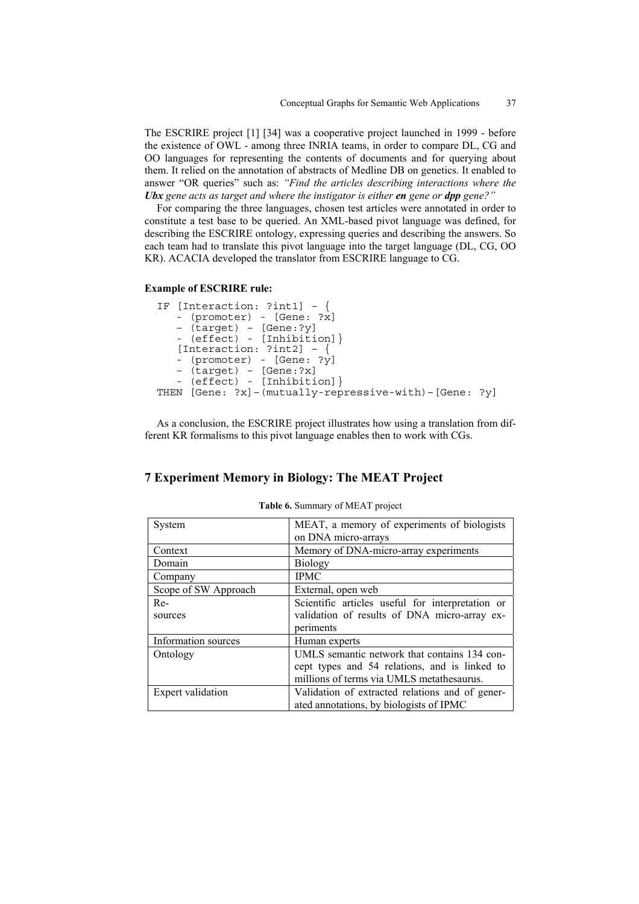The ESCRIRE project [1] [34] was a cooperative project launched in 1999 - before the existence of OWL - among three INRIA teams, in order to compare DL, CG and OO languages for representing the contents of documents and for querying about them. It relied on the annotation of abstracts of Medline DB on genetics. It enabled to answer "OR queries" such as: *"Find the articles describing interactions where the **Ubx** gene acts as target and where the instigator is either **en** gene or **dpp** gene?"*

For comparing the three languages, chosen test articles were annotated in order to constitute a test base to be queried. An XML-based pivot language was defined, for describing the ESCRIRE ontology, expressing queries and describing the answers. So each team had to translate this pivot language into the target language (DL, CG, OO KR). ACACIA developed the translator from ESCRIRE language to CG.

**Example of ESCRIRE rule:**

```
IF [Interaction: ?int1] – {
   - (promoter) - [Gene: ?x]
   – (target) – [Gene:?y]
   - (effect) - [Inhibition]}
   [Interaction: ?int2] – {
   - (promoter) - [Gene: ?y]
   – (target) – [Gene:?x]
   - (effect) - [Inhibition]}
THEN [Gene: ?x]–(mutually-repressive-with)–[Gene: ?y]
```

As a conclusion, the ESCRIRE project illustrates how using a translation from different KR formalisms to this pivot language enables then to work with CGs.

## 7 Experiment Memory in Biology: The MEAT Project

**Table 6.** Summary of MEAT project

| System | MEAT, a memory of experiments of biologists on DNA micro-arrays |
|---|---|
| Context | Memory of DNA-micro-array experiments |
| Domain | Biology |
| Company | IPMC |
| Scope of SW Approach | External, open web |
| Resources | Scientific articles useful for interpretation or validation of results of DNA micro-array experiments |
| Information sources | Human experts |
| Ontology | UMLS semantic network that contains 134 concept types and 54 relations, and is linked to millions of terms via UMLS metathesaurus. |
| Expert validation | Validation of extracted relations and of generated annotations, by biologists of IPMC |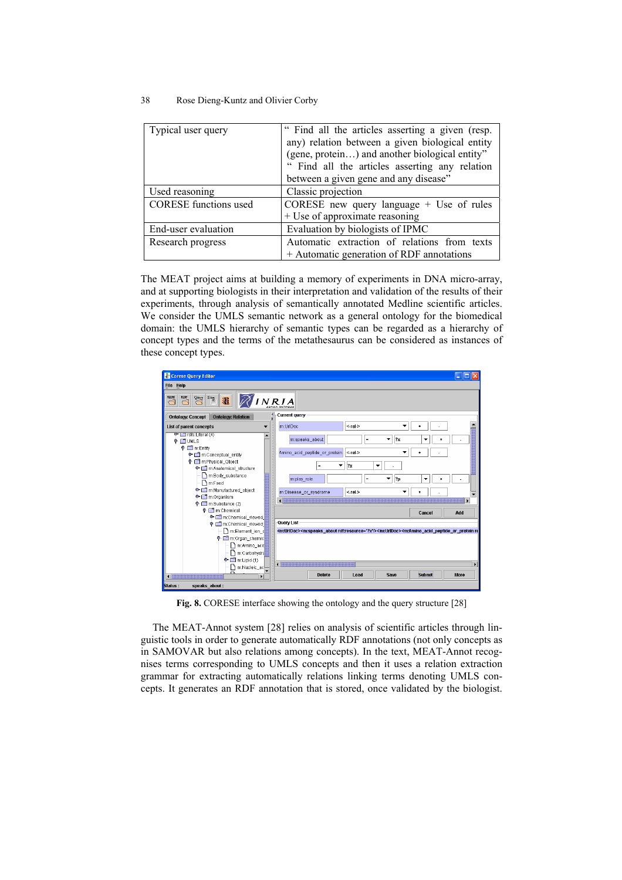| Typical user query | " Find all the articles asserting a given (resp. any) relation between a given biological entity (gene, protein…) and another biological entity" " Find all the articles asserting any relation between a given gene and any disease" |
|---|---|
| Used reasoning | Classic projection |
| CORESE functions used | CORESE new query language + Use of rules + Use of approximate reasoning |
| End-user evaluation | Evaluation by biologists of IPMC |
| Research progress | Automatic extraction of relations from texts + Automatic generation of RDF annotations |

The MEAT project aims at building a memory of experiments in DNA micro-array, and at supporting biologists in their interpretation and validation of the results of their experiments, through analysis of semantically annotated Medline scientific articles. We consider the UMLS semantic network as a general ontology for the biomedical domain: the UMLS hierarchy of semantic types can be regarded as a hierarchy of concept types and the terms of the metathesaurus can be considered as instances of these concept types.

**Fig. 8.** CORESE interface showing the ontology and the query structure [28]

The MEAT-Annot system [28] relies on analysis of scientific articles through linguistic tools in order to generate automatically RDF annotations (not only concepts as in SAMOVAR but also relations among concepts). In the text, MEAT-Annot recognises terms corresponding to UMLS concepts and then it uses a relation extraction grammar for extracting automatically relations linking terms denoting UMLS concepts. It generates an RDF annotation that is stored, once validated by the biologist.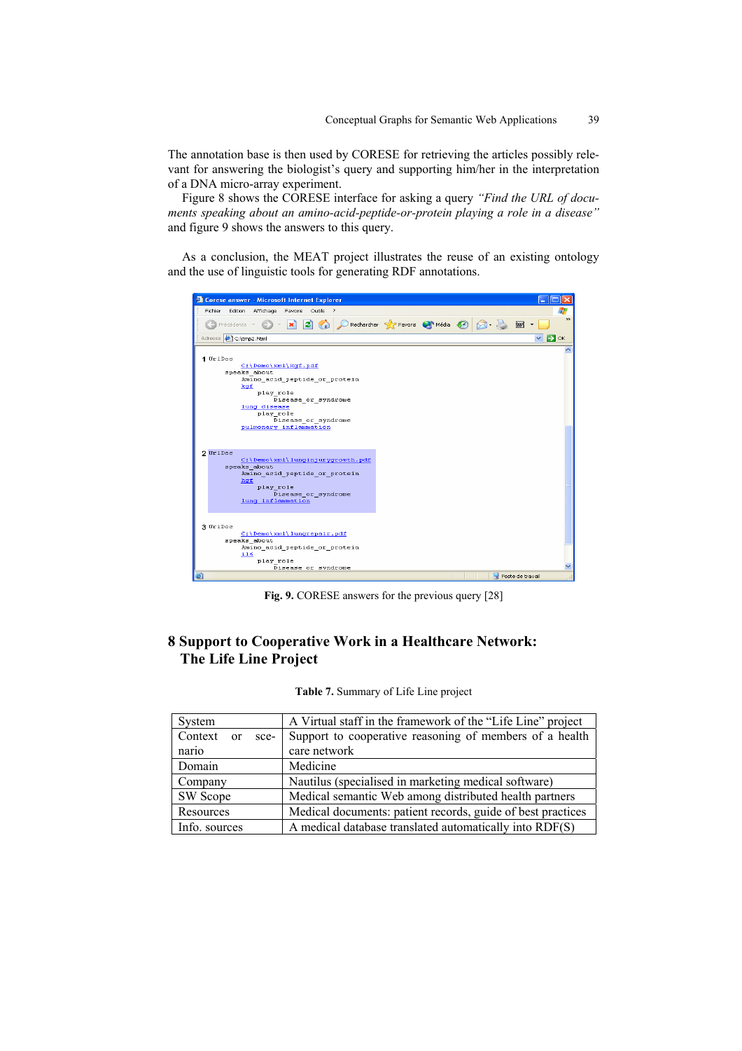The annotation base is then used by CORESE for retrieving the articles possibly relevant for answering the biologist's query and supporting him/her in the interpretation of a DNA micro-array experiment.

Figure 8 shows the CORESE interface for asking a query *"Find the URL of documents speaking about an amino-acid-peptide-or-protein playing a role in a disease"* and figure 9 shows the answers to this query.

As a conclusion, the MEAT project illustrates the reuse of an existing ontology and the use of linguistic tools for generating RDF annotations.

**Fig. 9.** CORESE answers for the previous query [28]

# 8 Support to Cooperative Work in a Healthcare Network: The Life Line Project

**Table 7.** Summary of Life Line project

| | |
|---|---|
| System | A Virtual staff in the framework of the "Life Line" project |
| Context or scenario | Support to cooperative reasoning of members of a health care network |
| Domain | Medicine |
| Company | Nautilus (specialised in marketing medical software) |
| SW Scope | Medical semantic Web among distributed health partners |
| Resources | Medical documents: patient records, guide of best practices |
| Info. sources | A medical database translated automatically into RDF(S) |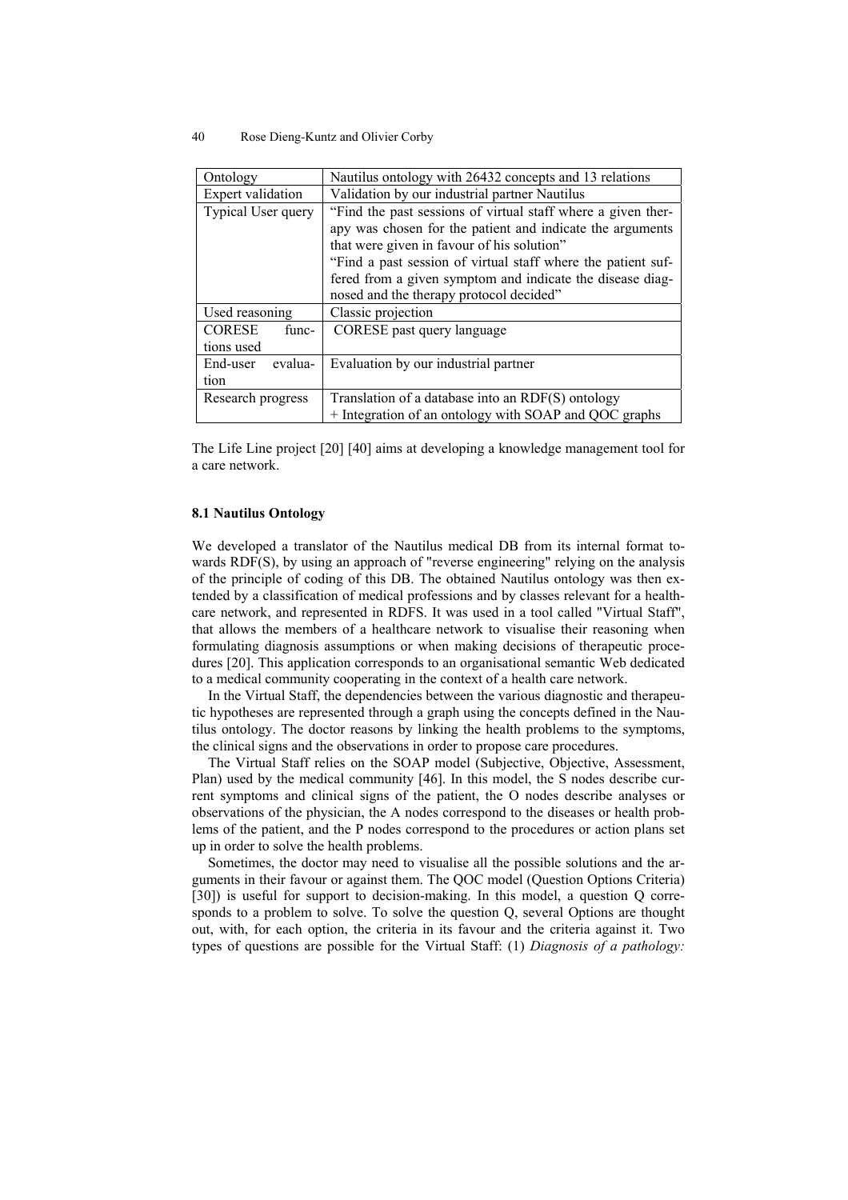| | |
|---|---|
| Ontology | Nautilus ontology with 26432 concepts and 13 relations |
| Expert validation | Validation by our industrial partner Nautilus |
| Typical User query | "Find the past sessions of virtual staff where a given therapy was chosen for the patient and indicate the arguments that were given in favour of his solution" "Find a past session of virtual staff where the patient suffered from a given symptom and indicate the disease diagnosed and the therapy protocol decided" |
| Used reasoning | Classic projection |
| CORESE functions used | CORESE past query language |
| End-user evaluation | Evaluation by our industrial partner |
| Research progress | Translation of a database into an RDF(S) ontology + Integration of an ontology with SOAP and QOC graphs |

The Life Line project [20] [40] aims at developing a knowledge management tool for a care network.

### 8.1 Nautilus Ontology

We developed a translator of the Nautilus medical DB from its internal format towards RDF(S), by using an approach of "reverse engineering" relying on the analysis of the principle of coding of this DB. The obtained Nautilus ontology was then extended by a classification of medical professions and by classes relevant for a healthcare network, and represented in RDFS. It was used in a tool called "Virtual Staff", that allows the members of a healthcare network to visualise their reasoning when formulating diagnosis assumptions or when making decisions of therapeutic procedures [20]. This application corresponds to an organisational semantic Web dedicated to a medical community cooperating in the context of a health care network.

In the Virtual Staff, the dependencies between the various diagnostic and therapeutic hypotheses are represented through a graph using the concepts defined in the Nautilus ontology. The doctor reasons by linking the health problems to the symptoms, the clinical signs and the observations in order to propose care procedures.

The Virtual Staff relies on the SOAP model (Subjective, Objective, Assessment, Plan) used by the medical community [46]. In this model, the S nodes describe current symptoms and clinical signs of the patient, the O nodes describe analyses or observations of the physician, the A nodes correspond to the diseases or health problems of the patient, and the P nodes correspond to the procedures or action plans set up in order to solve the health problems.

Sometimes, the doctor may need to visualise all the possible solutions and the arguments in their favour or against them. The QOC model (Question Options Criteria) [30]) is useful for support to decision-making. In this model, a question Q corresponds to a problem to solve. To solve the question Q, several Options are thought out, with, for each option, the criteria in its favour and the criteria against it. Two types of questions are possible for the Virtual Staff: (1) *Diagnosis of a pathology:*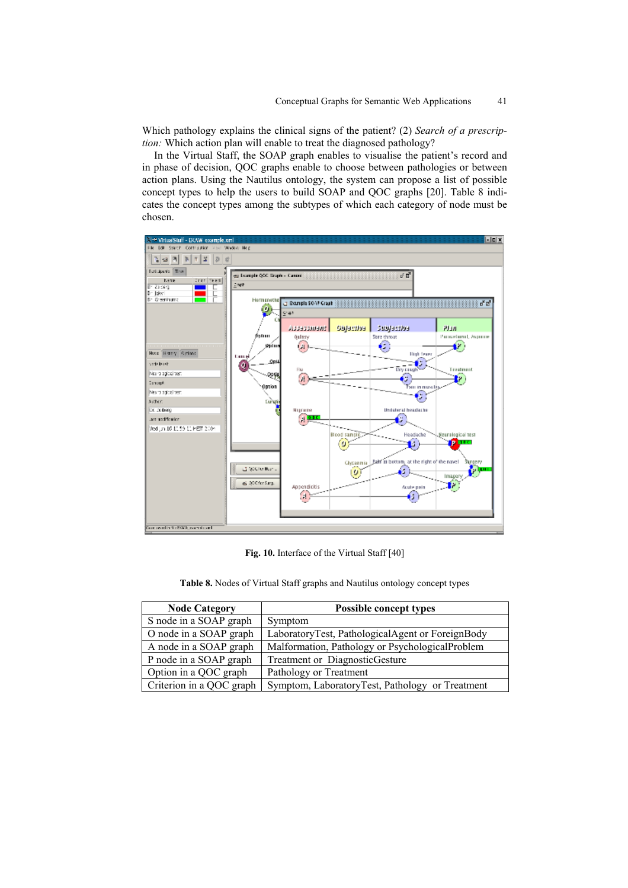Which pathology explains the clinical signs of the patient? (2) *Search of a prescription:* Which action plan will enable to treat the diagnosed pathology?

In the Virtual Staff, the SOAP graph enables to visualise the patient's record and in phase of decision, QOC graphs enable to choose between pathologies or between action plans. Using the Nautilus ontology, the system can propose a list of possible concept types to help the users to build SOAP and QOC graphs [20]. Table 8 indicates the concept types among the subtypes of which each category of node must be chosen.

**Fig. 10.** Interface of the Virtual Staff [40]

**Table 8.** Nodes of Virtual Staff graphs and Nautilus ontology concept types

| Node Category | Possible concept types |
|---|---|
| S node in a SOAP graph | Symptom |
| O node in a SOAP graph | LaboratoryTest, PathologicalAgent or ForeignBody |
| A node in a SOAP graph | Malformation, Pathology or PsychologicalProblem |
| P node in a SOAP graph | Treatment or DiagnosticGesture |
| Option in a QOC graph | Pathology or Treatment |
| Criterion in a QOC graph | Symptom, LaboratoryTest, Pathology or Treatment |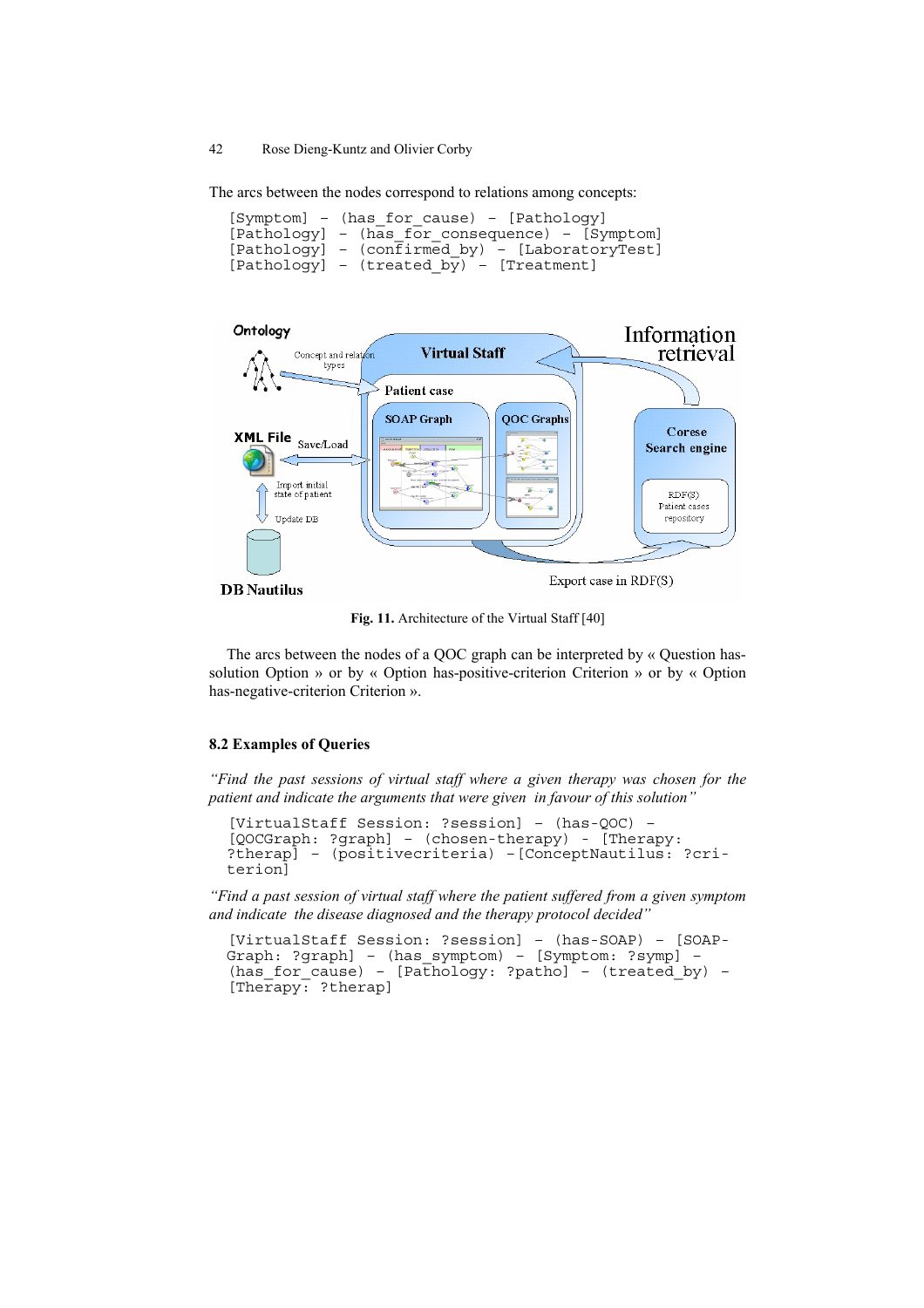The arcs between the nodes correspond to relations among concepts:

```
[Symptom] – (has_for_cause) – [Pathology]
[Pathology] – (has_for_consequence) – [Symptom]
[Pathology] – (confirmed_by) – [LaboratoryTest]
[Pathology] – (treated_by) – [Treatment]
```

**Fig. 11.** Architecture of the Virtual Staff [40]

The arcs between the nodes of a QOC graph can be interpreted by « Question has-solution Option » or by « Option has-positive-criterion Criterion » or by « Option has-negative-criterion Criterion ».

### 8.2 Examples of Queries

*"Find the past sessions of virtual staff where a given therapy was chosen for the patient and indicate the arguments that were given in favour of this solution"*

```
[VirtualStaff Session: ?session] – (has-QOC) –
[QOCGraph: ?graph] – (chosen-therapy) – [Therapy:
?therap] – (positivecriteria) –[ConceptNautilus: ?cri-
terion]
```

*"Find a past session of virtual staff where the patient suffered from a given symptom and indicate the disease diagnosed and the therapy protocol decided"*

```
[VirtualStaff Session: ?session] – (has-SOAP) – [SOAP-
Graph: ?graph] – (has_symptom) – [Symptom: ?symp] –
(has_for_cause) – [Pathology: ?patho] – (treated_by) –
[Therapy: ?therap]
```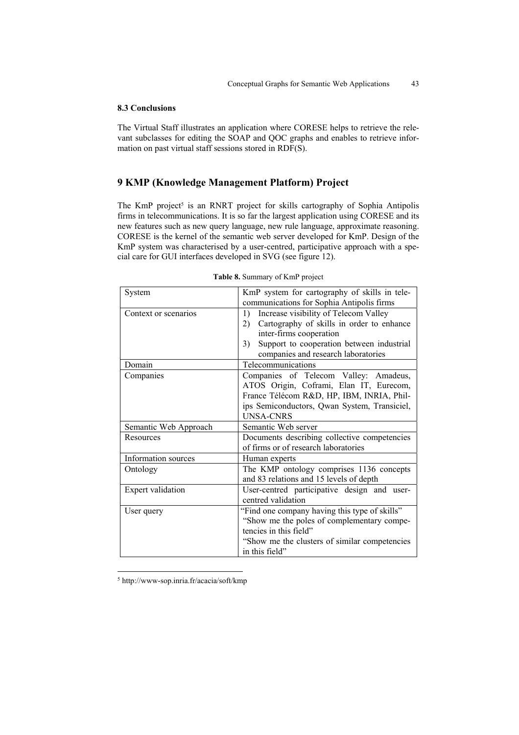### 8.3 Conclusions

The Virtual Staff illustrates an application where CORESE helps to retrieve the relevant subclasses for editing the SOAP and QOC graphs and enables to retrieve information on past virtual staff sessions stored in RDF(S).

## 9 KMP (Knowledge Management Platform) Project

The KmP project[5] is an RNRT project for skills cartography of Sophia Antipolis firms in telecommunications. It is so far the largest application using CORESE and its new features such as new query language, new rule language, approximate reasoning. CORESE is the kernel of the semantic web server developed for KmP. Design of the KmP system was characterised by a user-centred, participative approach with a special care for GUI interfaces developed in SVG (see figure 12).

**Table 8.** Summary of KmP project

| | |
|---|---|
| System | KmP system for cartography of skills in telecommunications for Sophia Antipolis firms |
| Context or scenarios | 1) Increase visibility of Telecom Valley<br>2) Cartography of skills in order to enhance inter-firms cooperation<br>3) Support to cooperation between industrial companies and research laboratories |
| Domain | Telecommunications |
| Companies | Companies of Telecom Valley: Amadeus, ATOS Origin, Coframi, Elan IT, Eurecom, France Télécom R&D, HP, IBM, INRIA, Philips Semiconductors, Qwan System, Transiciel, UNSA-CNRS |
| Semantic Web Approach | Semantic Web server |
| Resources | Documents describing collective competencies of firms or of research laboratories |
| Information sources | Human experts |
| Ontology | The KMP ontology comprises 1136 concepts and 83 relations and 15 levels of depth |
| Expert validation | User-centred participative design and user-centred validation |
| User query | "Find one company having this type of skills"<br>"Show me the poles of complementary competencies in this field"<br>"Show me the clusters of similar competencies in this field" |

[5] http://www-sop.inria.fr/acacia/soft/kmp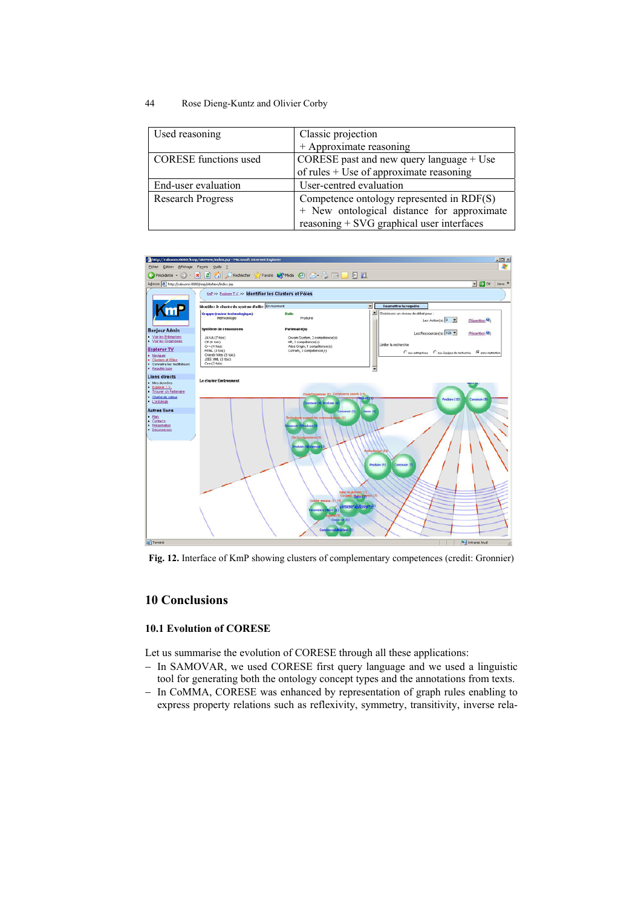| | |
|---|---|
| Used reasoning | Classic projection + Approximate reasoning |
| CORESE functions used | CORESE past and new query language + Use of rules + Use of approximate reasoning |
| End-user evaluation | User-centred evaluation |
| Research Progress | Competence ontology represented in RDF(S) + New ontological distance for approximate reasoning + SVG graphical user interfaces |

**Fig. 12.** Interface of KmP showing clusters of complementary competences (credit: Gronnier)

## 10 Conclusions

### 10.1 Evolution of CORESE

Let us summarise the evolution of CORESE through all these applications:

- In SAMOVAR, we used CORESE first query language and we used a linguistic tool for generating both the ontology concept types and the annotations from texts.
- In CoMMA, CORESE was enhanced by representation of graph rules enabling to express property relations such as reflexivity, symmetry, transitivity, inverse rela-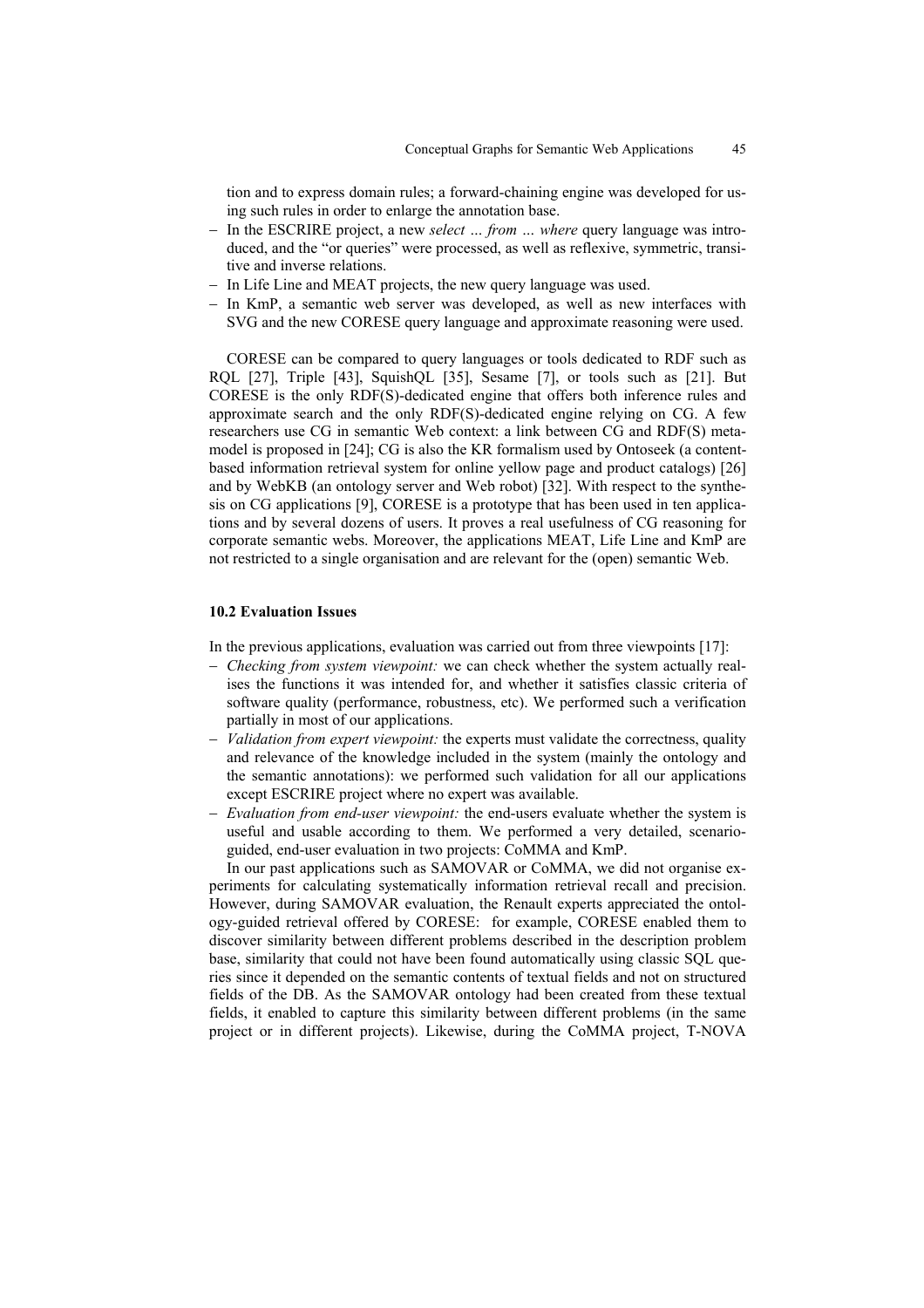tion and to express domain rules; a forward-chaining engine was developed for using such rules in order to enlarge the annotation base.

- In the ESCRIRE project, a new *select … from … where* query language was introduced, and the "or queries" were processed, as well as reflexive, symmetric, transitive and inverse relations.
- In Life Line and MEAT projects, the new query language was used.
- In KmP, a semantic web server was developed, as well as new interfaces with SVG and the new CORESE query language and approximate reasoning were used.

CORESE can be compared to query languages or tools dedicated to RDF such as RQL [27], Triple [43], SquishQL [35], Sesame [7], or tools such as [21]. But CORESE is the only RDF(S)-dedicated engine that offers both inference rules and approximate search and the only RDF(S)-dedicated engine relying on CG. A few researchers use CG in semantic Web context: a link between CG and RDF(S) metamodel is proposed in [24]; CG is also the KR formalism used by Ontoseek (a content-based information retrieval system for online yellow page and product catalogs) [26] and by WebKB (an ontology server and Web robot) [32]. With respect to the synthesis on CG applications [9], CORESE is a prototype that has been used in ten applications and by several dozens of users. It proves a real usefulness of CG reasoning for corporate semantic webs. Moreover, the applications MEAT, Life Line and KmP are not restricted to a single organisation and are relevant for the (open) semantic Web.

### 10.2 Evaluation Issues

In the previous applications, evaluation was carried out from three viewpoints [17]:

- *Checking from system viewpoint:* we can check whether the system actually realises the functions it was intended for, and whether it satisfies classic criteria of software quality (performance, robustness, etc). We performed such a verification partially in most of our applications.
- *Validation from expert viewpoint:* the experts must validate the correctness, quality and relevance of the knowledge included in the system (mainly the ontology and the semantic annotations): we performed such validation for all our applications except ESCRIRE project where no expert was available.
- *Evaluation from end-user viewpoint:* the end-users evaluate whether the system is useful and usable according to them. We performed a very detailed, scenario-guided, end-user evaluation in two projects: CoMMA and KmP.

In our past applications such as SAMOVAR or CoMMA, we did not organise experiments for calculating systematically information retrieval recall and precision. However, during SAMOVAR evaluation, the Renault experts appreciated the ontology-guided retrieval offered by CORESE: for example, CORESE enabled them to discover similarity between different problems described in the description problem base, similarity that could not have been found automatically using classic SQL queries since it depended on the semantic contents of textual fields and not on structured fields of the DB. As the SAMOVAR ontology had been created from these textual fields, it enabled to capture this similarity between different problems (in the same project or in different projects). Likewise, during the CoMMA project, T-NOVA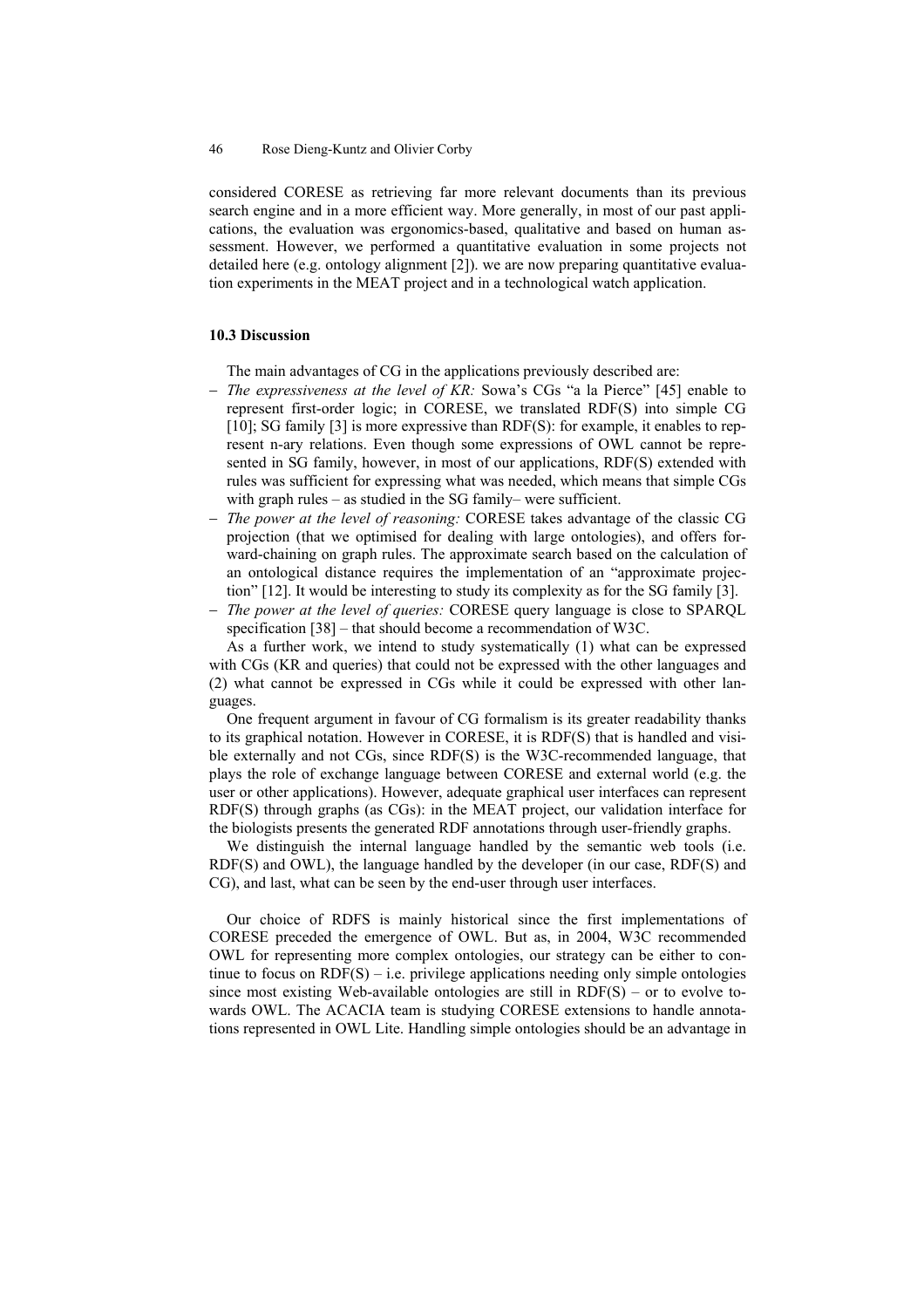considered CORESE as retrieving far more relevant documents than its previous search engine and in a more efficient way. More generally, in most of our past applications, the evaluation was ergonomics-based, qualitative and based on human assessment. However, we performed a quantitative evaluation in some projects not detailed here (e.g. ontology alignment [2]). we are now preparing quantitative evaluation experiments in the MEAT project and in a technological watch application.

### 10.3 Discussion

The main advantages of CG in the applications previously described are:

- *The expressiveness at the level of KR:* Sowa's CGs "a la Pierce" [45] enable to represent first-order logic; in CORESE, we translated RDF(S) into simple CG [10]; SG family [3] is more expressive than RDF(S): for example, it enables to represent n-ary relations. Even though some expressions of OWL cannot be represented in SG family, however, in most of our applications, RDF(S) extended with rules was sufficient for expressing what was needed, which means that simple CGs with graph rules – as studied in the SG family– were sufficient.
- *The power at the level of reasoning:* CORESE takes advantage of the classic CG projection (that we optimised for dealing with large ontologies), and offers forward-chaining on graph rules. The approximate search based on the calculation of an ontological distance requires the implementation of an "approximate projection" [12]. It would be interesting to study its complexity as for the SG family [3].
- *The power at the level of queries:* CORESE query language is close to SPARQL specification [38] – that should become a recommendation of W3C.

As a further work, we intend to study systematically (1) what can be expressed with CGs (KR and queries) that could not be expressed with the other languages and (2) what cannot be expressed in CGs while it could be expressed with other languages.

One frequent argument in favour of CG formalism is its greater readability thanks to its graphical notation. However in CORESE, it is RDF(S) that is handled and visible externally and not CGs, since RDF(S) is the W3C-recommended language, that plays the role of exchange language between CORESE and external world (e.g. the user or other applications). However, adequate graphical user interfaces can represent RDF(S) through graphs (as CGs): in the MEAT project, our validation interface for the biologists presents the generated RDF annotations through user-friendly graphs.

We distinguish the internal language handled by the semantic web tools (i.e. RDF(S) and OWL), the language handled by the developer (in our case, RDF(S) and CG), and last, what can be seen by the end-user through user interfaces.

Our choice of RDFS is mainly historical since the first implementations of CORESE preceded the emergence of OWL. But as, in 2004, W3C recommended OWL for representing more complex ontologies, our strategy can be either to continue to focus on RDF(S) – i.e. privilege applications needing only simple ontologies since most existing Web-available ontologies are still in RDF(S) – or to evolve towards OWL. The ACACIA team is studying CORESE extensions to handle annotations represented in OWL Lite. Handling simple ontologies should be an advantage in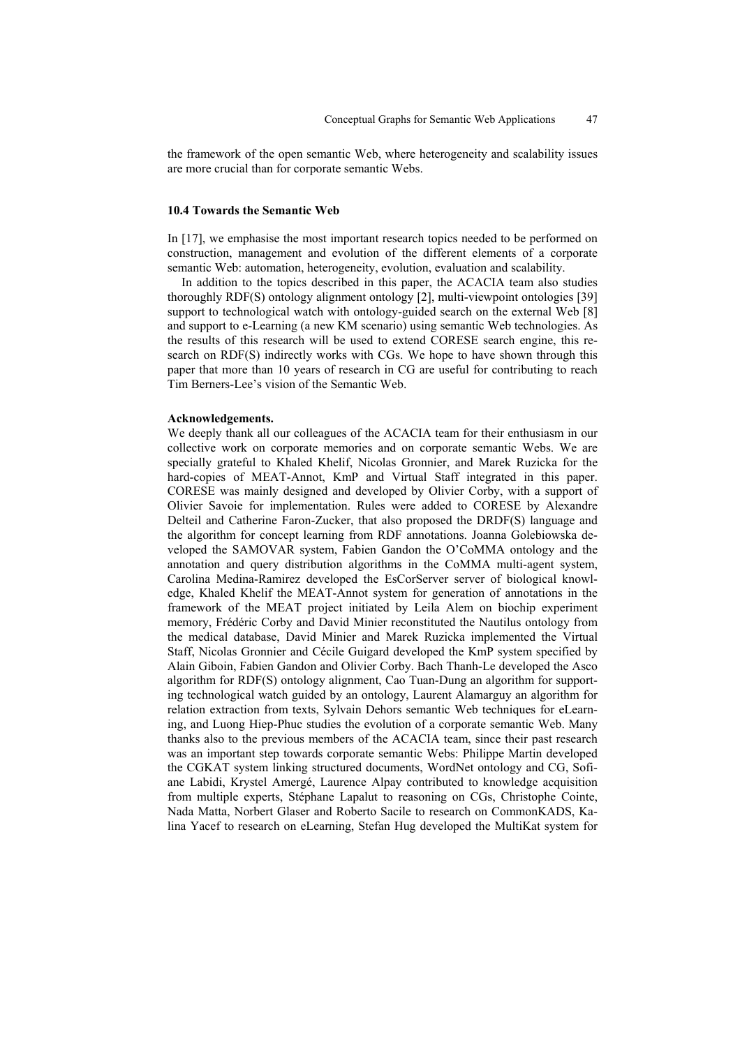the framework of the open semantic Web, where heterogeneity and scalability issues are more crucial than for corporate semantic Webs.

### 10.4 Towards the Semantic Web

In [17], we emphasise the most important research topics needed to be performed on construction, management and evolution of the different elements of a corporate semantic Web: automation, heterogeneity, evolution, evaluation and scalability.

In addition to the topics described in this paper, the ACACIA team also studies thoroughly RDF(S) ontology alignment ontology [2], multi-viewpoint ontologies [39] support to technological watch with ontology-guided search on the external Web [8] and support to e-Learning (a new KM scenario) using semantic Web technologies. As the results of this research will be used to extend CORESE search engine, this research on RDF(S) indirectly works with CGs. We hope to have shown through this paper that more than 10 years of research in CG are useful for contributing to reach Tim Berners-Lee's vision of the Semantic Web.

**Acknowledgements.**

We deeply thank all our colleagues of the ACACIA team for their enthusiasm in our collective work on corporate memories and on corporate semantic Webs. We are specially grateful to Khaled Khelif, Nicolas Gronnier, and Marek Ruzicka for the hard-copies of MEAT-Annot, KmP and Virtual Staff integrated in this paper. CORESE was mainly designed and developed by Olivier Corby, with a support of Olivier Savoie for implementation. Rules were added to CORESE by Alexandre Delteil and Catherine Faron-Zucker, that also proposed the DRDF(S) language and the algorithm for concept learning from RDF annotations. Joanna Golebiowska developed the SAMOVAR system, Fabien Gandon the O'CoMMA ontology and the annotation and query distribution algorithms in the CoMMA multi-agent system, Carolina Medina-Ramirez developed the EsCorServer server of biological knowledge, Khaled Khelif the MEAT-Annot system for generation of annotations in the framework of the MEAT project initiated by Leila Alem on biochip experiment memory, Frédéric Corby and David Minier reconstituted the Nautilus ontology from the medical database, David Minier and Marek Ruzicka implemented the Virtual Staff, Nicolas Gronnier and Cécile Guigard developed the KmP system specified by Alain Giboin, Fabien Gandon and Olivier Corby. Bach Thanh-Le developed the Asco algorithm for RDF(S) ontology alignment, Cao Tuan-Dung an algorithm for supporting technological watch guided by an ontology, Laurent Alamarguy an algorithm for relation extraction from texts, Sylvain Dehors semantic Web techniques for eLearning, and Luong Hiep-Phuc studies the evolution of a corporate semantic Web. Many thanks also to the previous members of the ACACIA team, since their past research was an important step towards corporate semantic Webs: Philippe Martin developed the CGKAT system linking structured documents, WordNet ontology and CG, Sofiane Labidi, Krystel Amergé, Laurence Alpay contributed to knowledge acquisition from multiple experts, Stéphane Lapalut to reasoning on CGs, Christophe Cointe, Nada Matta, Norbert Glaser and Roberto Sacile to research on CommonKADS, Kalina Yacef to research on eLearning, Stefan Hug developed the MultiKat system for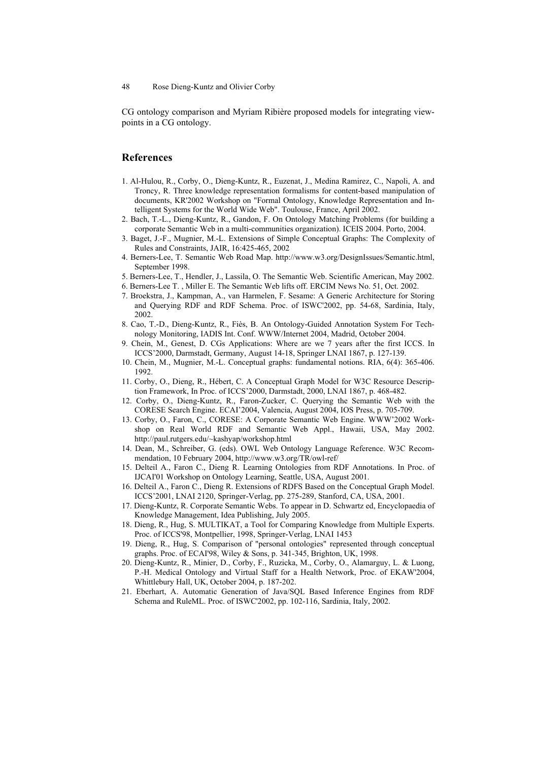CG ontology comparison and Myriam Ribière proposed models for integrating viewpoints in a CG ontology.

## References

1. Al-Hulou, R., Corby, O., Dieng-Kuntz, R., Euzenat, J., Medina Ramirez, C., Napoli, A. and Troncy, R. Three knowledge representation formalisms for content-based manipulation of documents, KR'2002 Workshop on "Formal Ontology, Knowledge Representation and Intelligent Systems for the World Wide Web". Toulouse, France, April 2002.
2. Bach, T.-L., Dieng-Kuntz, R., Gandon, F. On Ontology Matching Problems (for building a corporate Semantic Web in a multi-communities organization). ICEIS 2004. Porto, 2004.
3. Baget, J.-F., Mugnier, M.-L. Extensions of Simple Conceptual Graphs: The Complexity of Rules and Constraints, JAIR, 16:425-465, 2002
4. Berners-Lee, T. Semantic Web Road Map. http://www.w3.org/DesignIssues/Semantic.html, September 1998.
5. Berners-Lee, T., Hendler, J., Lassila, O. The Semantic Web. Scientific American, May 2002.
6. Berners-Lee T. , Miller E. The Semantic Web lifts off. ERCIM News No. 51, Oct. 2002.
7. Broekstra, J., Kampman, A., van Harmelen, F. Sesame: A Generic Architecture for Storing and Querying RDF and RDF Schema. Proc. of ISWC'2002, pp. 54-68, Sardinia, Italy, 2002.
8. Cao, T.-D., Dieng-Kuntz, R., Fiès, B. An Ontology-Guided Annotation System For Technology Monitoring, IADIS Int. Conf. WWW/Internet 2004, Madrid, October 2004.
9. Chein, M., Genest, D. CGs Applications: Where are we 7 years after the first ICCS. In ICCS'2000, Darmstadt, Germany, August 14-18, Springer LNAI 1867, p. 127-139.
10. Chein, M., Mugnier, M.-L. Conceptual graphs: fundamental notions. RIA, 6(4): 365-406. 1992.
11. Corby, O., Dieng, R., Hébert, C. A Conceptual Graph Model for W3C Resource Description Framework, In Proc. of ICCS'2000, Darmstadt, 2000, LNAI 1867, p. 468-482.
12. Corby, O., Dieng-Kuntz, R., Faron-Zucker, C. Querying the Semantic Web with the CORESE Search Engine. ECAI'2004, Valencia, August 2004, IOS Press, p. 705-709.
13. Corby, O., Faron, C., CORESE: A Corporate Semantic Web Engine. WWW'2002 Workshop on Real World RDF and Semantic Web Appl., Hawaii, USA, May 2002. http://paul.rutgers.edu/~kashyap/workshop.html
14. Dean, M., Schreiber, G. (eds). OWL Web Ontology Language Reference. W3C Recommendation, 10 February 2004, http://www.w3.org/TR/owl-ref/
15. Delteil A., Faron C., Dieng R. Learning Ontologies from RDF Annotations. In Proc. of IJCAI'01 Workshop on Ontology Learning, Seattle, USA, August 2001.
16. Delteil A., Faron C., Dieng R. Extensions of RDFS Based on the Conceptual Graph Model. ICCS'2001, LNAI 2120, Springer-Verlag, pp. 275-289, Stanford, CA, USA, 2001.
17. Dieng-Kuntz, R. Corporate Semantic Webs. To appear in D. Schwartz ed, Encyclopaedia of Knowledge Management, Idea Publishing, July 2005.
18. Dieng, R., Hug, S. MULTIKAT, a Tool for Comparing Knowledge from Multiple Experts. Proc. of ICCS'98, Montpellier, 1998, Springer-Verlag, LNAI 1453
19. Dieng, R., Hug, S. Comparison of "personal ontologies" represented through conceptual graphs. Proc. of ECAI'98, Wiley & Sons, p. 341-345, Brighton, UK, 1998.
20. Dieng-Kuntz, R., Minier, D., Corby, F., Ruzicka, M., Corby, O., Alamarguy, L. & Luong, P.-H. Medical Ontology and Virtual Staff for a Health Network, Proc. of EKAW'2004, Whittlebury Hall, UK, October 2004, p. 187-202.
21. Eberhart, A. Automatic Generation of Java/SQL Based Inference Engines from RDF Schema and RuleML. Proc. of ISWC'2002, pp. 102-116, Sardinia, Italy, 2002.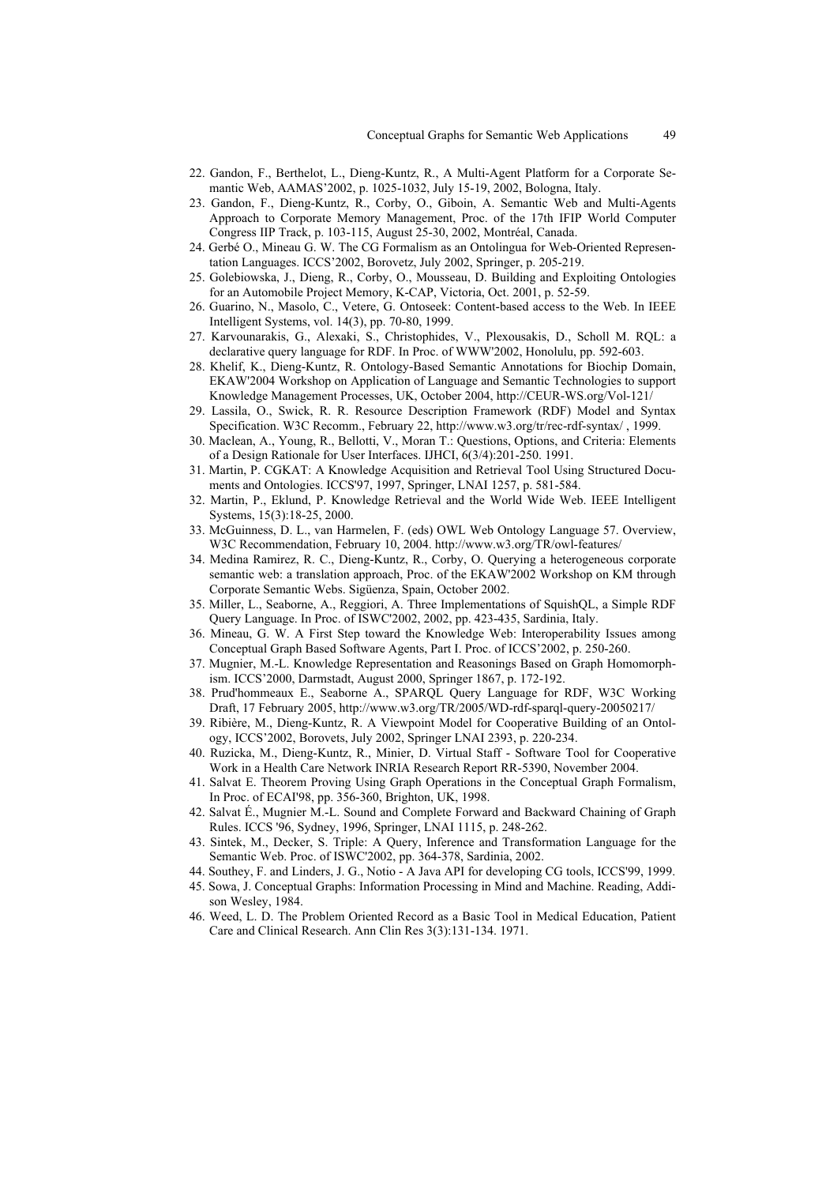22. Gandon, F., Berthelot, L., Dieng-Kuntz, R., A Multi-Agent Platform for a Corporate Semantic Web, AAMAS'2002, p. 1025-1032, July 15-19, 2002, Bologna, Italy.
23. Gandon, F., Dieng-Kuntz, R., Corby, O., Giboin, A. Semantic Web and Multi-Agents Approach to Corporate Memory Management, Proc. of the 17th IFIP World Computer Congress IIP Track, p. 103-115, August 25-30, 2002, Montréal, Canada.
24. Gerbé O., Mineau G. W. The CG Formalism as an Ontolingua for Web-Oriented Representation Languages. ICCS'2002, Borovetz, July 2002, Springer, p. 205-219.
25. Golebiowska, J., Dieng, R., Corby, O., Mousseau, D. Building and Exploiting Ontologies for an Automobile Project Memory, K-CAP, Victoria, Oct. 2001, p. 52-59.
26. Guarino, N., Masolo, C., Vetere, G. Ontoseek: Content-based access to the Web. In IEEE Intelligent Systems, vol. 14(3), pp. 70-80, 1999.
27. Karvounarakis, G., Alexaki, S., Christophides, V., Plexousakis, D., Scholl M. RQL: a declarative query language for RDF. In Proc. of WWW'2002, Honolulu, pp. 592-603.
28. Khelif, K., Dieng-Kuntz, R. Ontology-Based Semantic Annotations for Biochip Domain, EKAW'2004 Workshop on Application of Language and Semantic Technologies to support Knowledge Management Processes, UK, October 2004, http://CEUR-WS.org/Vol-121/
29. Lassila, O., Swick, R. R. Resource Description Framework (RDF) Model and Syntax Specification. W3C Recomm., February 22, http://www.w3.org/tr/rec-rdf-syntax/ , 1999.
30. Maclean, A., Young, R., Bellotti, V., Moran T.: Questions, Options, and Criteria: Elements of a Design Rationale for User Interfaces. IJHCI, 6(3/4):201-250. 1991.
31. Martin, P. CGKAT: A Knowledge Acquisition and Retrieval Tool Using Structured Documents and Ontologies. ICCS'97, 1997, Springer, LNAI 1257, p. 581-584.
32. Martin, P., Eklund, P. Knowledge Retrieval and the World Wide Web. IEEE Intelligent Systems, 15(3):18-25, 2000.
33. McGuinness, D. L., van Harmelen, F. (eds) OWL Web Ontology Language 57. Overview, W3C Recommendation, February 10, 2004. http://www.w3.org/TR/owl-features/
34. Medina Ramirez, R. C., Dieng-Kuntz, R., Corby, O. Querying a heterogeneous corporate semantic web: a translation approach, Proc. of the EKAW'2002 Workshop on KM through Corporate Semantic Webs. Sigüenza, Spain, October 2002.
35. Miller, L., Seaborne, A., Reggiori, A. Three Implementations of SquishQL, a Simple RDF Query Language. In Proc. of ISWC'2002, 2002, pp. 423-435, Sardinia, Italy.
36. Mineau, G. W. A First Step toward the Knowledge Web: Interoperability Issues among Conceptual Graph Based Software Agents, Part I. Proc. of ICCS'2002, p. 250-260.
37. Mugnier, M.-L. Knowledge Representation and Reasonings Based on Graph Homomorphism. ICCS'2000, Darmstadt, August 2000, Springer 1867, p. 172-192.
38. Prud'hommeaux E., Seaborne A., SPARQL Query Language for RDF, W3C Working Draft, 17 February 2005, http://www.w3.org/TR/2005/WD-rdf-sparql-query-20050217/
39. Ribière, M., Dieng-Kuntz, R. A Viewpoint Model for Cooperative Building of an Ontology, ICCS'2002, Borovets, July 2002, Springer LNAI 2393, p. 220-234.
40. Ruzicka, M., Dieng-Kuntz, R., Minier, D. Virtual Staff - Software Tool for Cooperative Work in a Health Care Network INRIA Research Report RR-5390, November 2004.
41. Salvat E. Theorem Proving Using Graph Operations in the Conceptual Graph Formalism, In Proc. of ECAI'98, pp. 356-360, Brighton, UK, 1998.
42. Salvat É., Mugnier M.-L. Sound and Complete Forward and Backward Chaining of Graph Rules. ICCS '96, Sydney, 1996, Springer, LNAI 1115, p. 248-262.
43. Sintek, M., Decker, S. Triple: A Query, Inference and Transformation Language for the Semantic Web. Proc. of ISWC'2002, pp. 364-378, Sardinia, 2002.
44. Southey, F. and Linders, J. G., Notio - A Java API for developing CG tools, ICCS'99, 1999.
45. Sowa, J. Conceptual Graphs: Information Processing in Mind and Machine. Reading, Addison Wesley, 1984.
46. Weed, L. D. The Problem Oriented Record as a Basic Tool in Medical Education, Patient Care and Clinical Research. Ann Clin Res 3(3):131-134. 1971.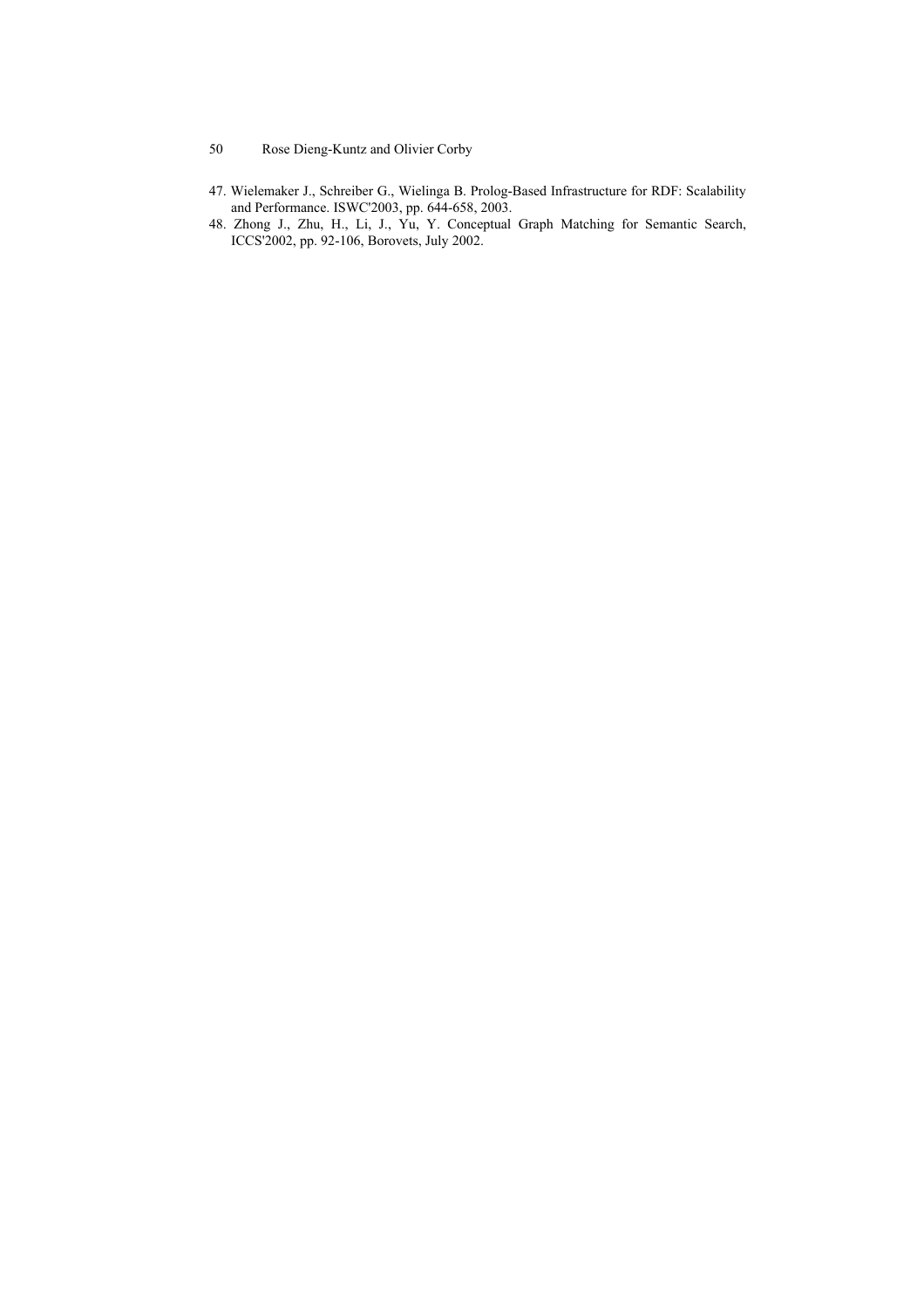47. Wielemaker J., Schreiber G., Wielinga B. Prolog-Based Infrastructure for RDF: Scalability and Performance. ISWC'2003, pp. 644-658, 2003.
48. Zhong J., Zhu, H., Li, J., Yu, Y. Conceptual Graph Matching for Semantic Search, ICCS'2002, pp. 92-106, Borovets, July 2002.